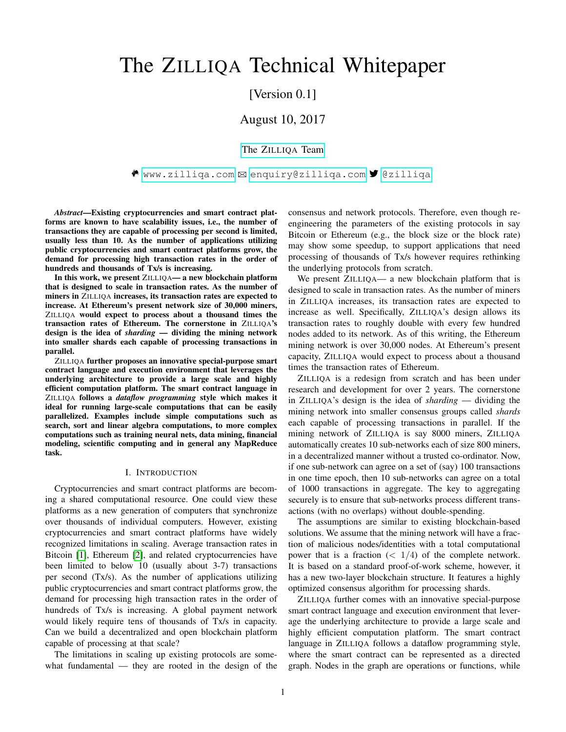# The ZILLIQA Technical Whitepaper

[Version 0.1]

August 10, 2017

The ZILLIQA Team

www.zilliqa.com ✉ enquiry@zilliqa.com @zilliqa

***Abstract*—Existing cryptocurrencies and smart contract platforms are known to have scalability issues, i.e., the number of transactions they are capable of processing per second is limited, usually less than 10. As the number of applications utilizing public cryptocurrencies and smart contract platforms grow, the demand for processing high transaction rates in the order of hundreds and thousands of Tx/s is increasing.**

**In this work, we present ZILLIQA— a new blockchain platform that is designed to scale in transaction rates. As the number of miners in ZILLIQA increases, its transaction rates are expected to increase. At Ethereum's present network size of 30,000 miners, ZILLIQA would expect to process about a thousand times the transaction rates of Ethereum. The cornerstone in ZILLIQA's design is the idea of *sharding* — dividing the mining network into smaller shards each capable of processing transactions in parallel.**

**ZILLIQA further proposes an innovative special-purpose smart contract language and execution environment that leverages the underlying architecture to provide a large scale and highly efficient computation platform. The smart contract language in ZILLIQA follows a *dataflow programming* style which makes it ideal for running large-scale computations that can be easily parallelized. Examples include simple computations such as search, sort and linear algebra computations, to more complex computations such as training neural nets, data mining, financial modeling, scientific computing and in general any MapReduce task.**

## I. INTRODUCTION

Cryptocurrencies and smart contract platforms are becoming a shared computational resource. One could view these platforms as a new generation of computers that synchronize over thousands of individual computers. However, existing cryptocurrencies and smart contract platforms have widely recognized limitations in scaling. Average transaction rates in Bitcoin [1], Ethereum [2], and related cryptocurrencies have been limited to below 10 (usually about 3-7) transactions per second (Tx/s). As the number of applications utilizing public cryptocurrencies and smart contract platforms grow, the demand for processing high transaction rates in the order of hundreds of Tx/s is increasing. A global payment network would likely require tens of thousands of Tx/s in capacity. Can we build a decentralized and open blockchain platform capable of processing at that scale?

The limitations in scaling up existing protocols are somewhat fundamental — they are rooted in the design of the consensus and network protocols. Therefore, even though re-engineering the parameters of the existing protocols in say Bitcoin or Ethereum (e.g., the block size or the block rate) may show some speedup, to support applications that need processing of thousands of Tx/s however requires rethinking the underlying protocols from scratch.

We present ZILLIQA— a new blockchain platform that is designed to scale in transaction rates. As the number of miners in ZILLIQA increases, its transaction rates are expected to increase as well. Specifically, ZILLIQA's design allows its transaction rates to roughly double with every few hundred nodes added to its network. As of this writing, the Ethereum mining network is over 30,000 nodes. At Ethereum's present capacity, ZILLIQA would expect to process about a thousand times the transaction rates of Ethereum.

ZILLIQA is a redesign from scratch and has been under research and development for over 2 years. The cornerstone in ZILLIQA's design is the idea of *sharding* — dividing the mining network into smaller consensus groups called *shards* each capable of processing transactions in parallel. If the mining network of ZILLIQA is say 8000 miners, ZILLIQA automatically creates 10 sub-networks each of size 800 miners, in a decentralized manner without a trusted co-ordinator. Now, if one sub-network can agree on a set of (say) 100 transactions in one time epoch, then 10 sub-networks can agree on a total of 1000 transactions in aggregate. The key to aggregating securely is to ensure that sub-networks process different transactions (with no overlaps) without double-spending.

The assumptions are similar to existing blockchain-based solutions. We assume that the mining network will have a fraction of malicious nodes/identities with a total computational power that is a fraction ($< 1/4$) of the complete network. It is based on a standard proof-of-work scheme, however, it has a new two-layer blockchain structure. It features a highly optimized consensus algorithm for processing shards.

ZILLIQA further comes with an innovative special-purpose smart contract language and execution environment that leverage the underlying architecture to provide a large scale and highly efficient computation platform. The smart contract language in ZILLIQA follows a dataflow programming style, where the smart contract can be represented as a directed graph. Nodes in the graph are operations or functions, while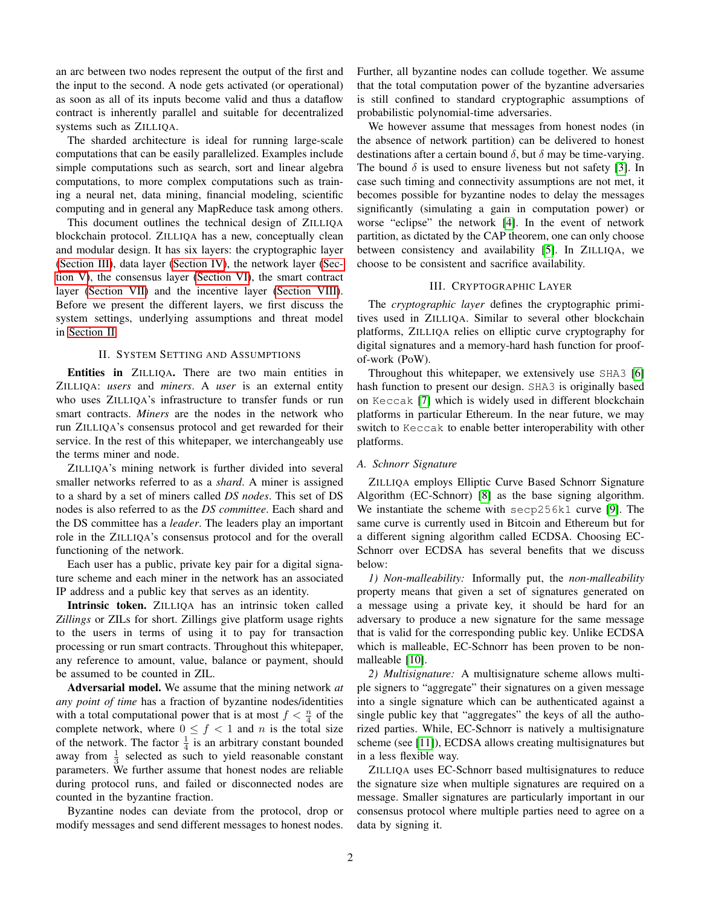an arc between two nodes represent the output of the first and the input to the second. A node gets activated (or operational) as soon as all of its inputs become valid and thus a dataflow contract is inherently parallel and suitable for decentralized systems such as ZILLIQA.

The sharded architecture is ideal for running large-scale computations that can be easily parallelized. Examples include simple computations such as search, sort and linear algebra computations, to more complex computations such as training a neural net, data mining, financial modeling, scientific computing and in general any MapReduce task among others.

This document outlines the technical design of ZILLIQA blockchain protocol. ZILLIQA has a new, conceptually clean and modular design. It has six layers: the cryptographic layer (Section III), data layer (Section IV), the network layer (Section V), the consensus layer (Section VI), the smart contract layer (Section VII) and the incentive layer (Section VIII). Before we present the different layers, we first discuss the system settings, underlying assumptions and threat model in Section II.

## II. System Setting and Assumptions

**Entities in** ZILLIQA**.** There are two main entities in ZILLIQA: *users* and *miners*. A *user* is an external entity who uses ZILLIQA's infrastructure to transfer funds or run smart contracts. *Miners* are the nodes in the network who run ZILLIQA's consensus protocol and get rewarded for their service. In the rest of this whitepaper, we interchangeably use the terms miner and node.

ZILLIQA's mining network is further divided into several smaller networks referred to as a *shard*. A miner is assigned to a shard by a set of miners called *DS nodes*. This set of DS nodes is also referred to as the *DS committee*. Each shard and the DS committee has a *leader*. The leaders play an important role in the ZILLIQA's consensus protocol and for the overall functioning of the network.

Each user has a public, private key pair for a digital signature scheme and each miner in the network has an associated IP address and a public key that serves as an identity.

**Intrinsic token.** ZILLIQA has an intrinsic token called *Zillings* or ZILs for short. Zillings give platform usage rights to the users in terms of using it to pay for transaction processing or run smart contracts. Throughout this whitepaper, any reference to amount, value, balance or payment, should be assumed to be counted in ZIL.

**Adversarial model.** We assume that the mining network *at any point of time* has a fraction of byzantine nodes/identities with a total computational power that is at most $f < \frac{n}{4}$ of the complete network, where $0 \leq f < 1$ and $n$ is the total size of the network. The factor $\frac{1}{4}$ is an arbitrary constant bounded away from $\frac{1}{3}$ selected as such to yield reasonable constant parameters. We further assume that honest nodes are reliable during protocol runs, and failed or disconnected nodes are counted in the byzantine fraction.

Byzantine nodes can deviate from the protocol, drop or modify messages and send different messages to honest nodes. Further, all byzantine nodes can collude together. We assume that the total computation power of the byzantine adversaries is still confined to standard cryptographic assumptions of probabilistic polynomial-time adversaries.

We however assume that messages from honest nodes (in the absence of network partition) can be delivered to honest destinations after a certain bound $\delta$, but $\delta$ may be time-varying. The bound $\delta$ is used to ensure liveness but not safety [3]. In case such timing and connectivity assumptions are not met, it becomes possible for byzantine nodes to delay the messages significantly (simulating a gain in computation power) or worse "eclipse" the network [4]. In the event of network partition, as dictated by the CAP theorem, one can only choose between consistency and availability [5]. In ZILLIQA, we choose to be consistent and sacrifice availability.

## III. Cryptographic Layer

The *cryptographic layer* defines the cryptographic primitives used in ZILLIQA. Similar to several other blockchain platforms, ZILLIQA relies on elliptic curve cryptography for digital signatures and a memory-hard hash function for proof-of-work (PoW).

Throughout this whitepaper, we extensively use `SHA3` [6] hash function to present our design. `SHA3` is originally based on `Keccak` [7] which is widely used in different blockchain platforms in particular Ethereum. In the near future, we may switch to `Keccak` to enable better interoperability with other platforms.

### A. Schnorr Signature

ZILLIQA employs Elliptic Curve Based Schnorr Signature Algorithm (EC-Schnorr) [8] as the base signing algorithm. We instantiate the scheme with `secp256k1` curve [9]. The same curve is currently used in Bitcoin and Ethereum but for a different signing algorithm called ECDSA. Choosing EC-Schnorr over ECDSA has several benefits that we discuss below:

*1) Non-malleability:* Informally put, the *non-malleability* property means that given a set of signatures generated on a message using a private key, it should be hard for an adversary to produce a new signature for the same message that is valid for the corresponding public key. Unlike ECDSA which is malleable, EC-Schnorr has been proven to be non-malleable [10].

*2) Multisignature:* A multisignature scheme allows multiple signers to "aggregate" their signatures on a given message into a single signature which can be authenticated against a single public key that "aggregates" the keys of all the authorized parties. While, EC-Schnorr is natively a multisignature scheme (see [11]), ECDSA allows creating multisignatures but in a less flexible way.

ZILLIQA uses EC-Schnorr based multisignatures to reduce the signature size when multiple signatures are required on a message. Smaller signatures are particularly important in our consensus protocol where multiple parties need to agree on a data by signing it.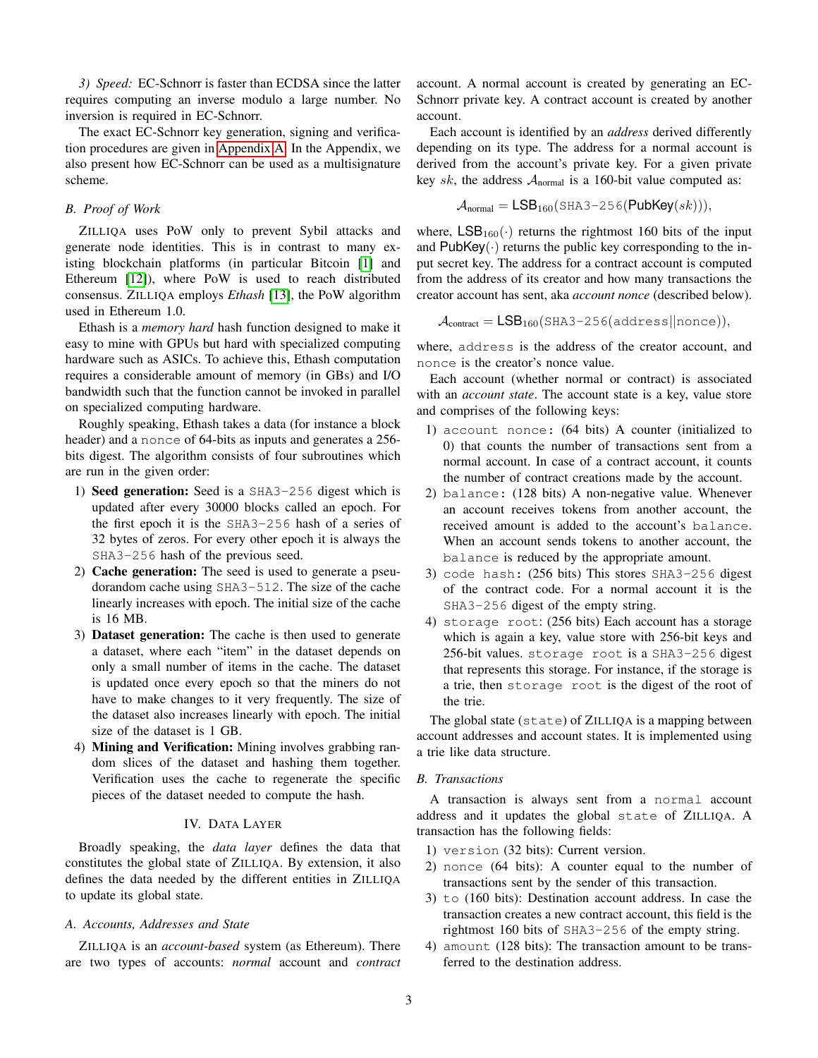*3) Speed:* EC-Schnorr is faster than ECDSA since the latter requires computing an inverse modulo a large number. No inversion is required in EC-Schnorr.

The exact EC-Schnorr key generation, signing and verification procedures are given in Appendix A. In the Appendix, we also present how EC-Schnorr can be used as a multisignature scheme.

### B. Proof of Work

ZILLIQA uses PoW only to prevent Sybil attacks and generate node identities. This is in contrast to many existing blockchain platforms (in particular Bitcoin [1] and Ethereum [12]), where PoW is used to reach distributed consensus. ZILLIQA employs *Ethash* [13], the PoW algorithm used in Ethereum 1.0.

Ethash is a *memory hard* hash function designed to make it easy to mine with GPUs but hard with specialized computing hardware such as ASICs. To achieve this, Ethash computation requires a considerable amount of memory (in GBs) and I/O bandwidth such that the function cannot be invoked in parallel on specialized computing hardware.

Roughly speaking, Ethash takes a data (for instance a block header) and a `nonce` of 64-bits as inputs and generates a 256-bits digest. The algorithm consists of four subroutines which are run in the given order:

1) **Seed generation:** Seed is a `SHA3-256` digest which is updated after every 30000 blocks called an epoch. For the first epoch it is the `SHA3-256` hash of a series of 32 bytes of zeros. For every other epoch it is always the `SHA3-256` hash of the previous seed.
2) **Cache generation:** The seed is used to generate a pseudorandom cache using `SHA3-512`. The size of the cache linearly increases with epoch. The initial size of the cache is 16 MB.
3) **Dataset generation:** The cache is then used to generate a dataset, where each "item" in the dataset depends on only a small number of items in the cache. The dataset is updated once every epoch so that the miners do not have to make changes to it very frequently. The size of the dataset also increases linearly with epoch. The initial size of the dataset is 1 GB.
4) **Mining and Verification:** Mining involves grabbing random slices of the dataset and hashing them together. Verification uses the cache to regenerate the specific pieces of the dataset needed to compute the hash.

## IV. DATA LAYER

Broadly speaking, the *data layer* defines the data that constitutes the global state of ZILLIQA. By extension, it also defines the data needed by the different entities in ZILLIQA to update its global state.

### A. Accounts, Addresses and State

ZILLIQA is an *account-based* system (as Ethereum). There are two types of accounts: *normal* account and *contract* account. A normal account is created by generating an EC-Schnorr private key. A contract account is created by another account.

Each account is identified by an *address* derived differently depending on its type. The address for a normal account is derived from the account's private key. For a given private key $sk$, the address $\mathcal{A}_{\text{normal}}$ is a 160-bit value computed as:

$$\mathcal{A}_{\text{normal}} = \mathsf{LSB}_{160}(\texttt{SHA3-256}(\mathsf{PubKey}(sk))),$$

where, $\mathsf{LSB}_{160}(\cdot)$ returns the rightmost 160 bits of the input and $\mathsf{PubKey}(\cdot)$ returns the public key corresponding to the input secret key. The address for a contract account is computed from the address of its creator and how many transactions the creator account has sent, aka *account nonce* (described below).

$$\mathcal{A}_{\text{contract}} = \mathsf{LSB}_{160}(\texttt{SHA3-256}(\texttt{address}||\texttt{nonce})),$$

where, `address` is the address of the creator account, and `nonce` is the creator's nonce value.

Each account (whether normal or contract) is associated with an *account state*. The account state is a key, value store and comprises of the following keys:

1) `account nonce`: (64 bits) A counter (initialized to 0) that counts the number of transactions sent from a normal account. In case of a contract account, it counts the number of contract creations made by the account.
2) `balance`: (128 bits) A non-negative value. Whenever an account receives tokens from another account, the received amount is added to the account's `balance`. When an account sends tokens to another account, the `balance` is reduced by the appropriate amount.
3) `code hash`: (256 bits) This stores `SHA3-256` digest of the contract code. For a normal account it is the `SHA3-256` digest of the empty string.
4) `storage root`: (256 bits) Each account has a storage which is again a key, value store with 256-bit keys and 256-bit values. `storage root` is a `SHA3-256` digest that represents this storage. For instance, if the storage is a trie, then `storage root` is the digest of the root of the trie.

The global state (`state`) of ZILLIQA is a mapping between account addresses and account states. It is implemented using a trie like data structure.

### B. Transactions

A transaction is always sent from a `normal` account address and it updates the global `state` of ZILLIQA. A transaction has the following fields:

1) `version` (32 bits): Current version.
2) `nonce` (64 bits): A counter equal to the number of transactions sent by the sender of this transaction.
3) `to` (160 bits): Destination account address. In case the transaction creates a new contract account, this field is the rightmost 160 bits of `SHA3-256` of the empty string.
4) `amount` (128 bits): The transaction amount to be transferred to the destination address.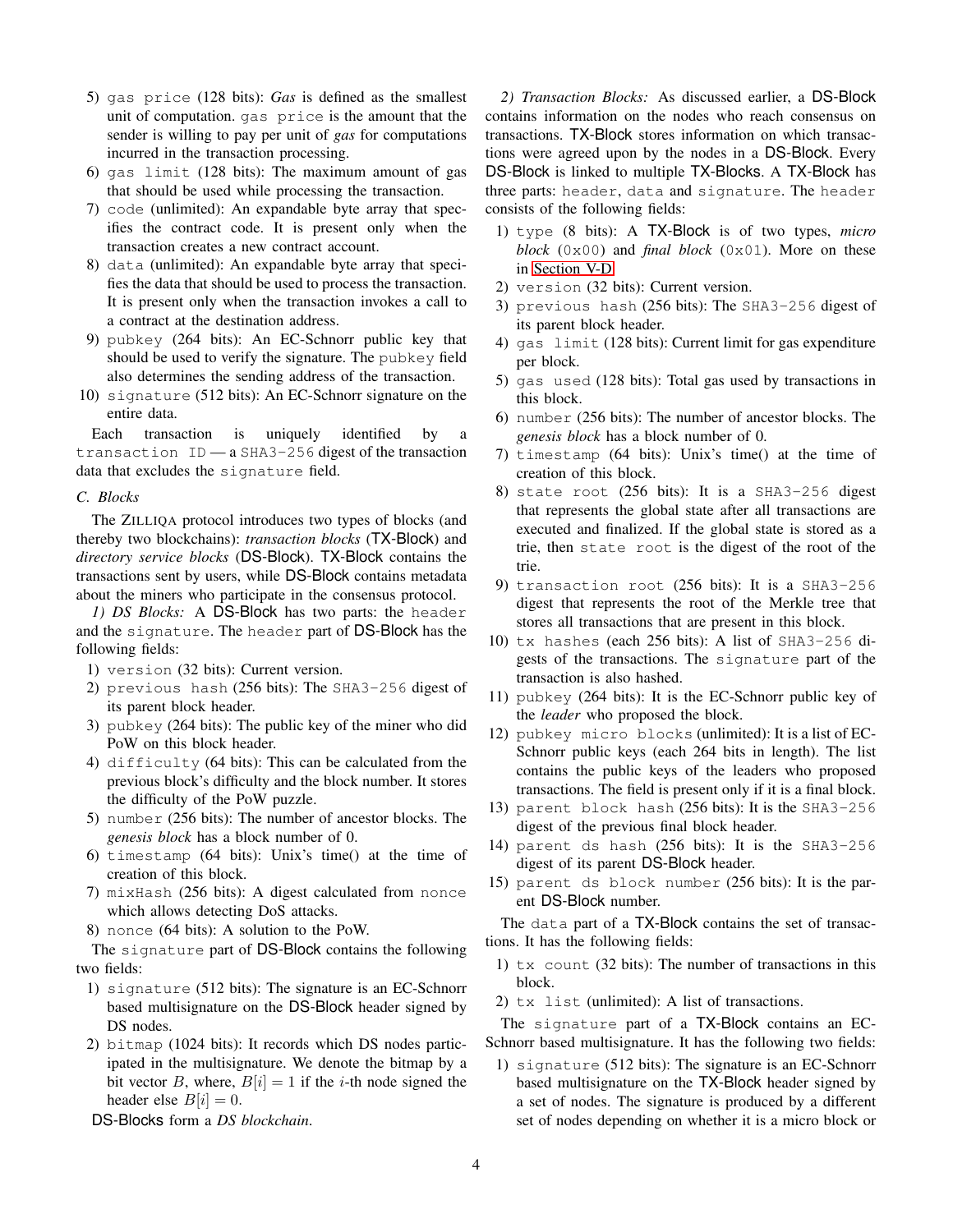5) gas price (128 bits): *Gas* is defined as the smallest unit of computation. gas price is the amount that the sender is willing to pay per unit of *gas* for computations incurred in the transaction processing.
6) gas limit (128 bits): The maximum amount of gas that should be used while processing the transaction.
7) code (unlimited): An expandable byte array that specifies the contract code. It is present only when the transaction creates a new contract account.
8) data (unlimited): An expandable byte array that specifies the data that should be used to process the transaction. It is present only when the transaction invokes a call to a contract at the destination address.
9) pubkey (264 bits): An EC-Schnorr public key that should be used to verify the signature. The pubkey field also determines the sending address of the transaction.
10) signature (512 bits): An EC-Schnorr signature on the entire data.

Each transaction is uniquely identified by a transaction ID — a SHA3-256 digest of the transaction data that excludes the signature field.

### C. Blocks

The ZILLIQA protocol introduces two types of blocks (and thereby two blockchains): *transaction blocks* (TX-Block) and *directory service blocks* (DS-Block). TX-Block contains the transactions sent by users, while DS-Block contains metadata about the miners who participate in the consensus protocol.

*1) DS Blocks:* A DS-Block has two parts: the header and the signature. The header part of DS-Block has the following fields:

1) version (32 bits): Current version.
2) previous hash (256 bits): The SHA3-256 digest of its parent block header.
3) pubkey (264 bits): The public key of the miner who did PoW on this block header.
4) difficulty (64 bits): This can be calculated from the previous block's difficulty and the block number. It stores the difficulty of the PoW puzzle.
5) number (256 bits): The number of ancestor blocks. The *genesis block* has a block number of 0.
6) timestamp (64 bits): Unix's time() at the time of creation of this block.
7) mixHash (256 bits): A digest calculated from nonce which allows detecting DoS attacks.
8) nonce (64 bits): A solution to the PoW.

The signature part of DS-Block contains the following two fields:

1) signature (512 bits): The signature is an EC-Schnorr based multisignature on the DS-Block header signed by DS nodes.
2) bitmap (1024 bits): It records which DS nodes participated in the multisignature. We denote the bitmap by a bit vector $B$, where, $B[i] = 1$ if the $i$-th node signed the header else $B[i] = 0$.

DS-Blocks form a *DS blockchain*.

*2) Transaction Blocks:* As discussed earlier, a DS-Block contains information on the nodes who reach consensus on transactions. TX-Block stores information on which transactions were agreed upon by the nodes in a DS-Block. Every DS-Block is linked to multiple TX-Blocks. A TX-Block has three parts: header, data and signature. The header consists of the following fields:

1) type (8 bits): A TX-Block is of two types, *micro block* (0x00) and *final block* (0x01). More on these in Section V-D
2) version (32 bits): Current version.
3) previous hash (256 bits): The SHA3-256 digest of its parent block header.
4) gas limit (128 bits): Current limit for gas expenditure per block.
5) gas used (128 bits): Total gas used by transactions in this block.
6) number (256 bits): The number of ancestor blocks. The *genesis block* has a block number of 0.
7) timestamp (64 bits): Unix's time() at the time of creation of this block.
8) state root (256 bits): It is a SHA3-256 digest that represents the global state after all transactions are executed and finalized. If the global state is stored as a trie, then state root is the digest of the root of the trie.
9) transaction root (256 bits): It is a SHA3-256 digest that represents the root of the Merkle tree that stores all transactions that are present in this block.
10) tx hashes (each 256 bits): A list of SHA3-256 digests of the transactions. The signature part of the transaction is also hashed.
11) pubkey (264 bits): It is the EC-Schnorr public key of the *leader* who proposed the block.
12) pubkey micro blocks (unlimited): It is a list of EC-Schnorr public keys (each 264 bits in length). The list contains the public keys of the leaders who proposed transactions. The field is present only if it is a final block.
13) parent block hash (256 bits): It is the SHA3-256 digest of the previous final block header.
14) parent ds hash (256 bits): It is the SHA3-256 digest of its parent DS-Block header.
15) parent ds block number (256 bits): It is the parent DS-Block number.

The data part of a TX-Block contains the set of transactions. It has the following fields:

1) tx count (32 bits): The number of transactions in this block.
2) tx list (unlimited): A list of transactions.

The signature part of a TX-Block contains an EC-Schnorr based multisignature. It has the following two fields:

1) signature (512 bits): The signature is an EC-Schnorr based multisignature on the TX-Block header signed by a set of nodes. The signature is produced by a different set of nodes depending on whether it is a micro block or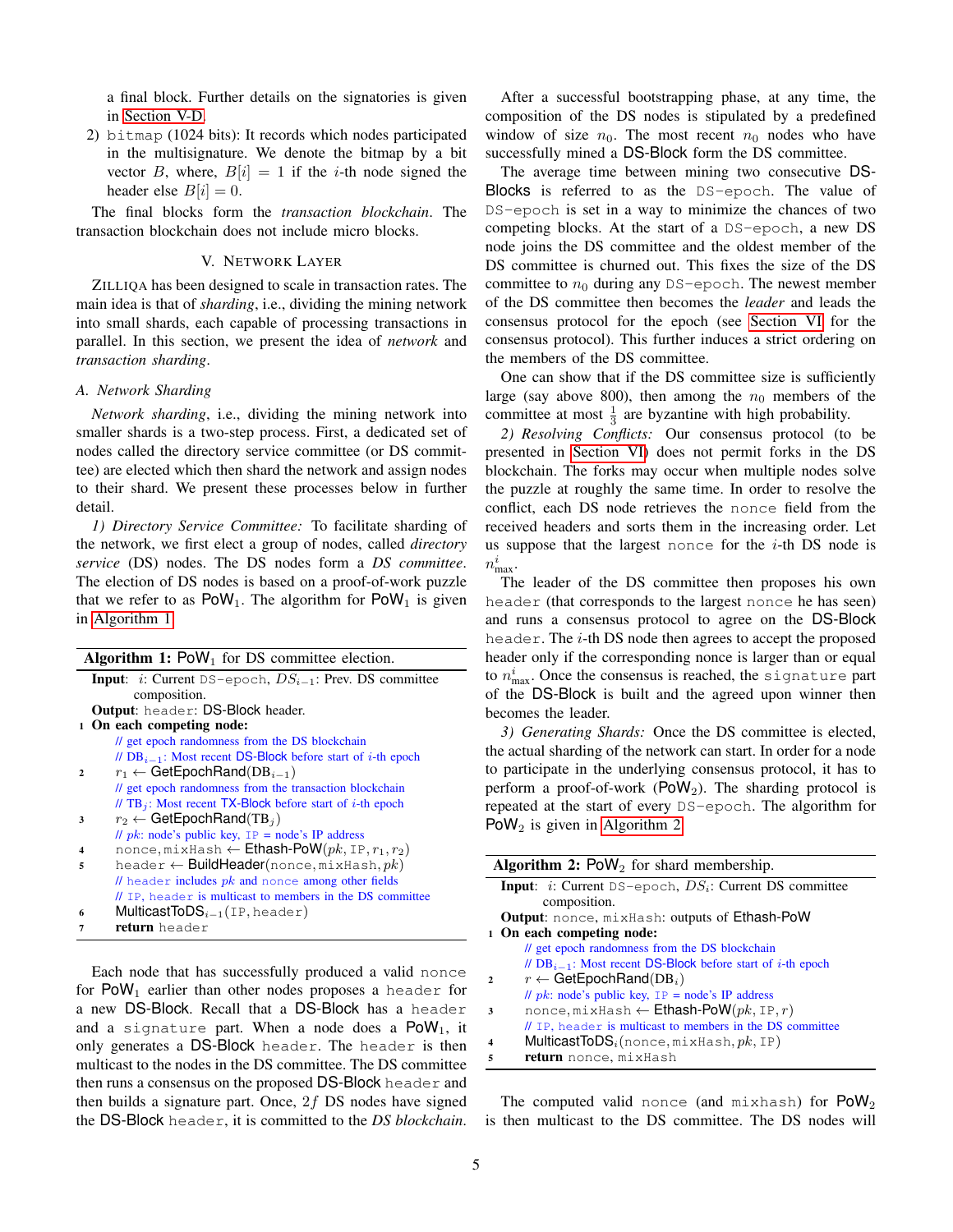a final block. Further details on the signatories is given in Section V-D.

2) `bitmap` (1024 bits): It records which nodes participated in the multisignature. We denote the bitmap by a bit vector $B$, where, $B[i] = 1$ if the $i$-th node signed the header else $B[i] = 0$.

The final blocks form the *transaction blockchain*. The transaction blockchain does not include micro blocks.

## V. Network Layer

ZILLIQA has been designed to scale in transaction rates. The main idea is that of *sharding*, i.e., dividing the mining network into small shards, each capable of processing transactions in parallel. In this section, we present the idea of *network* and *transaction sharding*.

### A. Network Sharding

*Network sharding*, i.e., dividing the mining network into smaller shards is a two-step process. First, a dedicated set of nodes called the directory service committee (or DS committee) are elected which then shard the network and assign nodes to their shard. We present these processes below in further detail.

*1) Directory Service Committee:* To facilitate sharding of the network, we first elect a group of nodes, called *directory service* (DS) nodes. The DS nodes form a *DS committee*. The election of DS nodes is based on a proof-of-work puzzle that we refer to as $\mathsf{PoW}_1$. The algorithm for $\mathsf{PoW}_1$ is given in Algorithm 1.

**Algorithm 1:** $\mathsf{PoW}_1$ for DS committee election.

**Input**: $i$: Current `DS-epoch`, $DS_{i-1}$: Prev. DS committee composition.
**Output**: `header`: DS-Block header.

```
1  On each competing node:
       // get epoch randomness from the DS blockchain
       // DB_{i-1}: Most recent DS-Block before start of i-th epoch
2      r1 ← GetEpochRand(DB_{i-1})
       // get epoch randomness from the transaction blockchain
       // TB_j: Most recent TX-Block before start of i-th epoch
3      r2 ← GetEpochRand(TB_j)
       // pk: node's public key, IP = node's IP address
4      nonce, mixHash ← Ethash-PoW(pk, IP, r1, r2)
5      header ← BuildHeader(nonce, mixHash, pk)
       // header includes pk and nonce among other fields
       // IP, header is multicast to members in the DS committee
6      MulticastToDS_{i-1}(IP, header)
7      return header
```

Each node that has successfully produced a valid `nonce` for $\mathsf{PoW}_1$ earlier than other nodes proposes a `header` for a new DS-Block. Recall that a DS-Block has a `header` and a `signature` part. When a node does a $\mathsf{PoW}_1$, it only generates a DS-Block `header`. The `header` is then multicast to the nodes in the DS committee. The DS committee then runs a consensus on the proposed DS-Block `header` and then builds a signature part. Once, $2f$ DS nodes have signed the DS-Block `header`, it is committed to the *DS blockchain*.

After a successful bootstrapping phase, at any time, the composition of the DS nodes is stipulated by a predefined window of size $n_0$. The most recent $n_0$ nodes who have successfully mined a DS-Block form the DS committee.

The average time between mining two consecutive DS-Blocks is referred to as the `DS-epoch`. The value of `DS-epoch` is set in a way to minimize the chances of two competing blocks. At the start of a `DS-epoch`, a new DS node joins the DS committee and the oldest member of the DS committee is churned out. This fixes the size of the DS committee to $n_0$ during any `DS-epoch`. The newest member of the DS committee then becomes the *leader* and leads the consensus protocol for the epoch (see Section VI for the consensus protocol). This further induces a strict ordering on the members of the DS committee.

One can show that if the DS committee size is sufficiently large (say above 800), then among the $n_0$ members of the committee at most $\frac{1}{3}$ are byzantine with high probability.

*2) Resolving Conflicts:* Our consensus protocol (to be presented in Section VI) does not permit forks in the DS blockchain. The forks may occur when multiple nodes solve the puzzle at roughly the same time. In order to resolve the conflict, each DS node retrieves the `nonce` field from the received headers and sorts them in the increasing order. Let us suppose that the largest `nonce` for the $i$-th DS node is $n^i_{\max}$.

The leader of the DS committee then proposes his own `header` (that corresponds to the largest `nonce` he has seen) and runs a consensus protocol to agree on the DS-Block `header`. The $i$-th DS node then agrees to accept the proposed header only if the corresponding nonce is larger than or equal to $n^i_{\max}$. Once the consensus is reached, the `signature` part of the DS-Block is built and the agreed upon winner then becomes the leader.

*3) Generating Shards:* Once the DS committee is elected, the actual sharding of the network can start. In order for a node to participate in the underlying consensus protocol, it has to perform a proof-of-work ($\mathsf{PoW}_2$). The sharding protocol is repeated at the start of every `DS-epoch`. The algorithm for $\mathsf{PoW}_2$ is given in Algorithm 2.

**Algorithm 2:** $\mathsf{PoW}_2$ for shard membership.

**Input**: $i$: Current `DS-epoch`, $DS_i$: Current DS committee composition.
**Output**: `nonce`, `mixHash`: outputs of Ethash-PoW

```
1  On each competing node:
       // get epoch randomness from the DS blockchain
       // DB_{i-1}: Most recent DS-Block before start of i-th epoch
2      r ← GetEpochRand(DB_i)
       // pk: node's public key, IP = node's IP address
3      nonce, mixHash ← Ethash-PoW(pk, IP, r)
       // IP, header is multicast to members in the DS committee
4      MulticastToDS_i(nonce, mixHash, pk, IP)
5      return nonce, mixHash
```

The computed valid `nonce` (and `mixhash`) for $\mathsf{PoW}_2$ is then multicast to the DS committee. The DS nodes will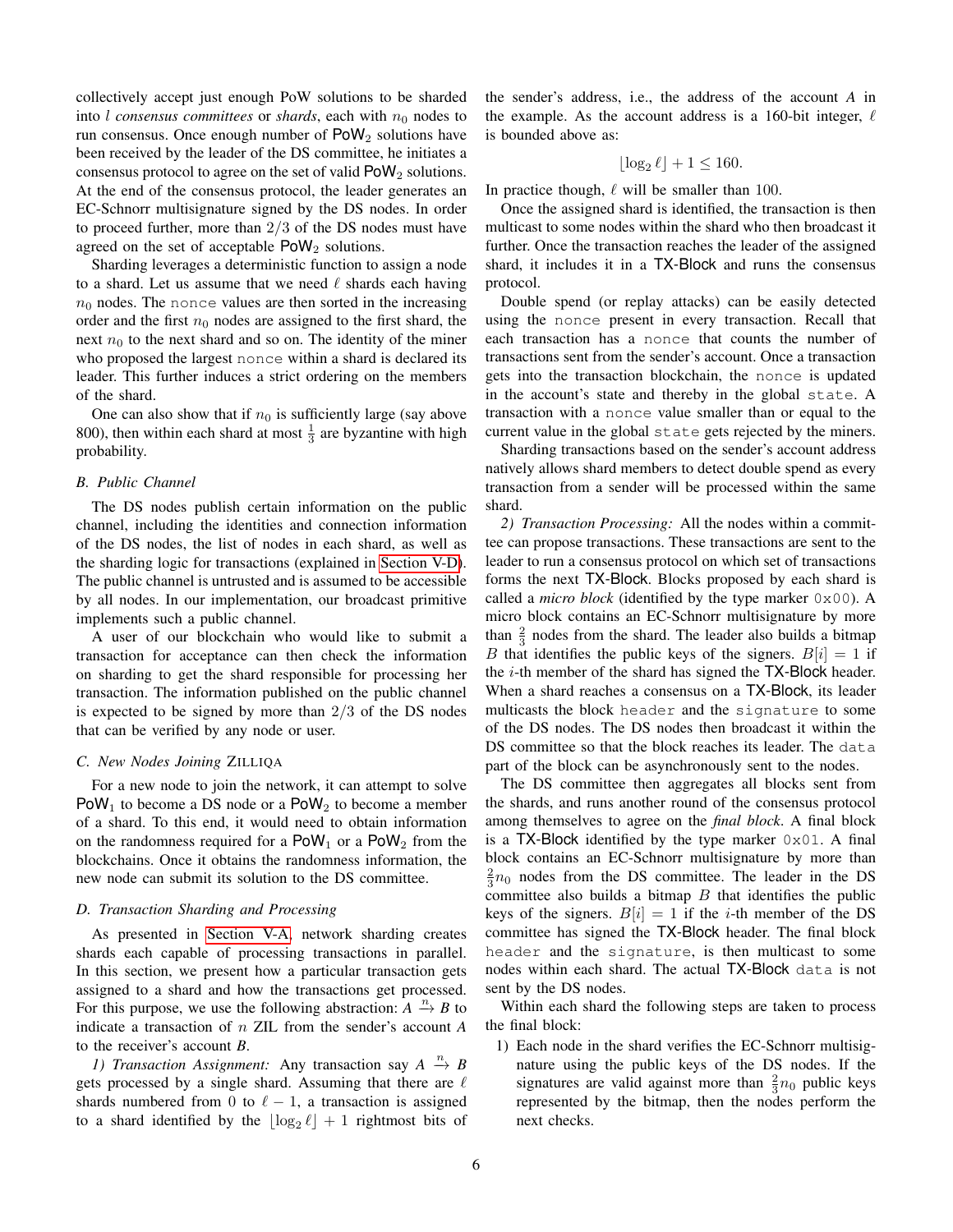collectively accept just enough PoW solutions to be sharded into $l$ *consensus committees* or *shards*, each with $n_0$ nodes to run consensus. Once enough number of $\mathsf{PoW}_2$ solutions have been received by the leader of the DS committee, he initiates a consensus protocol to agree on the set of valid $\mathsf{PoW}_2$ solutions. At the end of the consensus protocol, the leader generates an EC-Schnorr multisignature signed by the DS nodes. In order to proceed further, more than $2/3$ of the DS nodes must have agreed on the set of acceptable $\mathsf{PoW}_2$ solutions.

Sharding leverages a deterministic function to assign a node to a shard. Let us assume that we need $\ell$ shards each having $n_0$ nodes. The `nonce` values are then sorted in the increasing order and the first $n_0$ nodes are assigned to the first shard, the next $n_0$ to the next shard and so on. The identity of the miner who proposed the largest `nonce` within a shard is declared its leader. This further induces a strict ordering on the members of the shard.

One can also show that if $n_0$ is sufficiently large (say above 800), then within each shard at most $\frac{1}{3}$ are byzantine with high probability.

### B. Public Channel

The DS nodes publish certain information on the public channel, including the identities and connection information of the DS nodes, the list of nodes in each shard, as well as the sharding logic for transactions (explained in Section V-D). The public channel is untrusted and is assumed to be accessible by all nodes. In our implementation, our broadcast primitive implements such a public channel.

A user of our blockchain who would like to submit a transaction for acceptance can then check the information on sharding to get the shard responsible for processing her transaction. The information published on the public channel is expected to be signed by more than $2/3$ of the DS nodes that can be verified by any node or user.

### C. New Nodes Joining ZILLIQA

For a new node to join the network, it can attempt to solve $\mathsf{PoW}_1$ to become a DS node or a $\mathsf{PoW}_2$ to become a member of a shard. To this end, it would need to obtain information on the randomness required for a $\mathsf{PoW}_1$ or a $\mathsf{PoW}_2$ from the blockchains. Once it obtains the randomness information, the new node can submit its solution to the DS committee.

### D. Transaction Sharding and Processing

As presented in Section V-A, network sharding creates shards each capable of processing transactions in parallel. In this section, we present how a particular transaction gets assigned to a shard and how the transactions get processed. For this purpose, we use the following abstraction: $A \xrightarrow{n} B$ to indicate a transaction of $n$ ZIL from the sender's account $A$ to the receiver's account $B$.

*1) Transaction Assignment:* Any transaction say $A \xrightarrow{n} B$ gets processed by a single shard. Assuming that there are $\ell$ shards numbered from 0 to $\ell - 1$, a transaction is assigned to a shard identified by the $\lfloor \log_2 \ell \rfloor + 1$ rightmost bits of the sender's address, i.e., the address of the account $A$ in the example. As the account address is a 160-bit integer, $\ell$ is bounded above as:

$$\lfloor \log_2 \ell \rfloor + 1 \leq 160.$$

In practice though, $\ell$ will be smaller than 100.

Once the assigned shard is identified, the transaction is then multicast to some nodes within the shard who then broadcast it further. Once the transaction reaches the leader of the assigned shard, it includes it in a TX-Block and runs the consensus protocol.

Double spend (or replay attacks) can be easily detected using the `nonce` present in every transaction. Recall that each transaction has a `nonce` that counts the number of transactions sent from the sender's account. Once a transaction gets into the transaction blockchain, the `nonce` is updated in the account's state and thereby in the global `state`. A transaction with a `nonce` value smaller than or equal to the current value in the global `state` gets rejected by the miners.

Sharding transactions based on the sender's account address natively allows shard members to detect double spend as every transaction from a sender will be processed within the same shard.

*2) Transaction Processing:* All the nodes within a committee can propose transactions. These transactions are sent to the leader to run a consensus protocol on which set of transactions forms the next TX-Block. Blocks proposed by each shard is called a *micro block* (identified by the type marker `0x00`). A micro block contains an EC-Schnorr multisignature by more than $\frac{2}{3}$ nodes from the shard. The leader also builds a bitmap $B$ that identifies the public keys of the signers. $B[i] = 1$ if the $i$-th member of the shard has signed the TX-Block header. When a shard reaches a consensus on a TX-Block, its leader multicasts the block `header` and the `signature` to some of the DS nodes. The DS nodes then broadcast it within the DS committee so that the block reaches its leader. The `data` part of the block can be asynchronously sent to the nodes.

The DS committee then aggregates all blocks sent from the shards, and runs another round of the consensus protocol among themselves to agree on the *final block*. A final block is a TX-Block identified by the type marker `0x01`. A final block contains an EC-Schnorr multisignature by more than $\frac{2}{3}n_0$ nodes from the DS committee. The leader in the DS committee also builds a bitmap $B$ that identifies the public keys of the signers. $B[i] = 1$ if the $i$-th member of the DS committee has signed the TX-Block header. The final block `header` and the `signature`, is then multicast to some nodes within each shard. The actual TX-Block `data` is not sent by the DS nodes.

Within each shard the following steps are taken to process the final block:

1) Each node in the shard verifies the EC-Schnorr multisignature using the public keys of the DS nodes. If the signatures are valid against more than $\frac{2}{3}n_0$ public keys represented by the bitmap, then the nodes perform the next checks.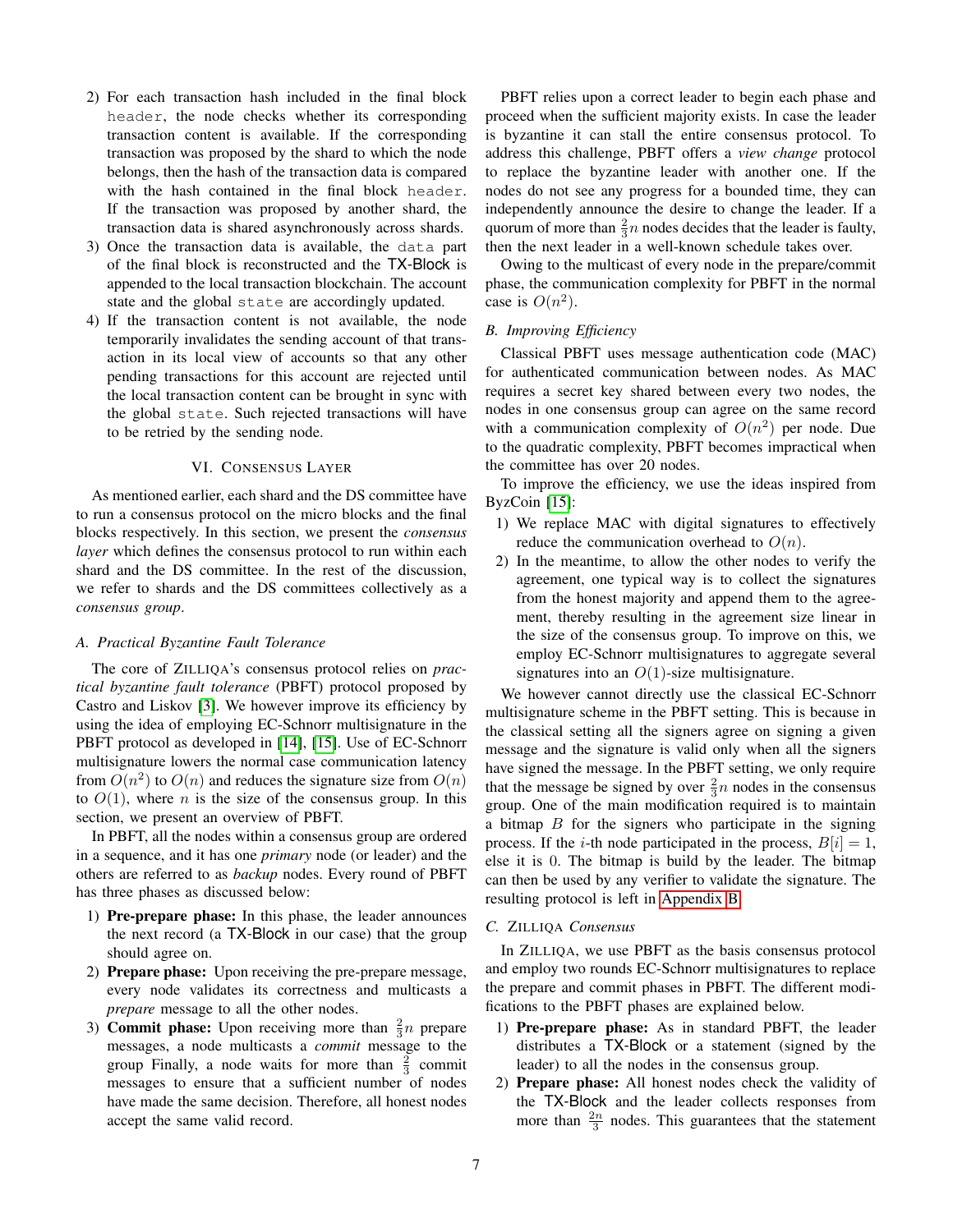2) For each transaction hash included in the final block `header`, the node checks whether its corresponding transaction content is available. If the corresponding transaction was proposed by the shard to which the node belongs, then the hash of the transaction data is compared with the hash contained in the final block `header`. If the transaction was proposed by another shard, the transaction data is shared asynchronously across shards.
3) Once the transaction data is available, the `data` part of the final block is reconstructed and the TX-Block is appended to the local transaction blockchain. The account state and the global `state` are accordingly updated.
4) If the transaction content is not available, the node temporarily invalidates the sending account of that transaction in its local view of accounts so that any other pending transactions for this account are rejected until the local transaction content can be brought in sync with the global `state`. Such rejected transactions will have to be retried by the sending node.

## VI. Consensus Layer

As mentioned earlier, each shard and the DS committee have to run a consensus protocol on the micro blocks and the final blocks respectively. In this section, we present the *consensus layer* which defines the consensus protocol to run within each shard and the DS committee. In the rest of the discussion, we refer to shards and the DS committees collectively as a *consensus group*.

### A. Practical Byzantine Fault Tolerance

The core of Zilliqa's consensus protocol relies on *practical byzantine fault tolerance* (PBFT) protocol proposed by Castro and Liskov [3]. We however improve its efficiency by using the idea of employing EC-Schnorr multisignature in the PBFT protocol as developed in [14], [15]. Use of EC-Schnorr multisignature lowers the normal case communication latency from $O(n^2)$ to $O(n)$ and reduces the signature size from $O(n)$ to $O(1)$, where $n$ is the size of the consensus group. In this section, we present an overview of PBFT.

In PBFT, all the nodes within a consensus group are ordered in a sequence, and it has one *primary* node (or leader) and the others are referred to as *backup* nodes. Every round of PBFT has three phases as discussed below:

1) **Pre-prepare phase:** In this phase, the leader announces the next record (a TX-Block in our case) that the group should agree on.
2) **Prepare phase:** Upon receiving the pre-prepare message, every node validates its correctness and multicasts a *prepare* message to all the other nodes.
3) **Commit phase:** Upon receiving more than $\frac{2}{3}n$ prepare messages, a node multicasts a *commit* message to the group Finally, a node waits for more than $\frac{2}{3}$ commit messages to ensure that a sufficient number of nodes have made the same decision. Therefore, all honest nodes accept the same valid record.

PBFT relies upon a correct leader to begin each phase and proceed when the sufficient majority exists. In case the leader is byzantine it can stall the entire consensus protocol. To address this challenge, PBFT offers a *view change* protocol to replace the byzantine leader with another one. If the nodes do not see any progress for a bounded time, they can independently announce the desire to change the leader. If a quorum of more than $\frac{2}{3}n$ nodes decides that the leader is faulty, then the next leader in a well-known schedule takes over.

Owing to the multicast of every node in the prepare/commit phase, the communication complexity for PBFT in the normal case is $O(n^2)$.

### B. Improving Efficiency

Classical PBFT uses message authentication code (MAC) for authenticated communication between nodes. As MAC requires a secret key shared between every two nodes, the nodes in one consensus group can agree on the same record with a communication complexity of $O(n^2)$ per node. Due to the quadratic complexity, PBFT becomes impractical when the committee has over 20 nodes.

To improve the efficiency, we use the ideas inspired from ByzCoin [15]:

1) We replace MAC with digital signatures to effectively reduce the communication overhead to $O(n)$.
2) In the meantime, to allow the other nodes to verify the agreement, one typical way is to collect the signatures from the honest majority and append them to the agreement, thereby resulting in the agreement size linear in the size of the consensus group. To improve on this, we employ EC-Schnorr multisignatures to aggregate several signatures into an $O(1)$-size multisignature.

We however cannot directly use the classical EC-Schnorr multisignature scheme in the PBFT setting. This is because in the classical setting all the signers agree on signing a given message and the signature is valid only when all the signers have signed the message. In the PBFT setting, we only require that the message be signed by over $\frac{2}{3}n$ nodes in the consensus group. One of the main modification required is to maintain a bitmap $B$ for the signers who participate in the signing process. If the $i$-th node participated in the process, $B[i] = 1$, else it is 0. The bitmap is build by the leader. The bitmap can then be used by any verifier to validate the signature. The resulting protocol is left in Appendix B.

### C. Zilliqa Consensus

In Zilliqa, we use PBFT as the basis consensus protocol and employ two rounds EC-Schnorr multisignatures to replace the prepare and commit phases in PBFT. The different modifications to the PBFT phases are explained below.

1) **Pre-prepare phase:** As in standard PBFT, the leader distributes a TX-Block or a statement (signed by the leader) to all the nodes in the consensus group.
2) **Prepare phase:** All honest nodes check the validity of the TX-Block and the leader collects responses from more than $\frac{2n}{3}$ nodes. This guarantees that the statement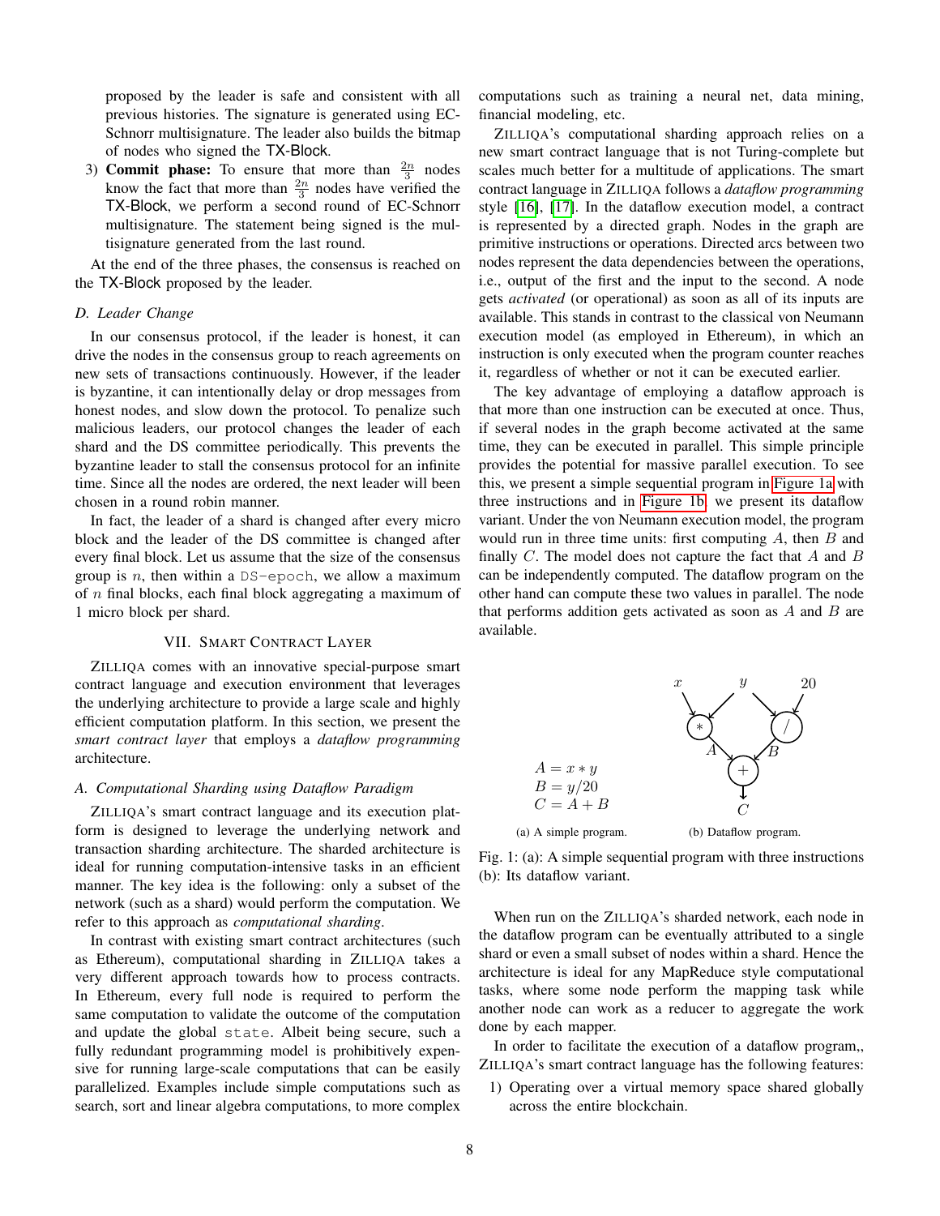proposed by the leader is safe and consistent with all previous histories. The signature is generated using EC-Schnorr multisignature. The leader also builds the bitmap of nodes who signed the TX-Block.

3) **Commit phase:** To ensure that more than $\frac{2n}{3}$ nodes know the fact that more than $\frac{2n}{3}$ nodes have verified the TX-Block, we perform a second round of EC-Schnorr multisignature. The statement being signed is the multisignature generated from the last round.

At the end of the three phases, the consensus is reached on the TX-Block proposed by the leader.

### D. Leader Change

In our consensus protocol, if the leader is honest, it can drive the nodes in the consensus group to reach agreements on new sets of transactions continuously. However, if the leader is byzantine, it can intentionally delay or drop messages from honest nodes, and slow down the protocol. To penalize such malicious leaders, our protocol changes the leader of each shard and the DS committee periodically. This prevents the byzantine leader to stall the consensus protocol for an infinite time. Since all the nodes are ordered, the next leader will been chosen in a round robin manner.

In fact, the leader of a shard is changed after every micro block and the leader of the DS committee is changed after every final block. Let us assume that the size of the consensus group is $n$, then within a `DS-epoch`, we allow a maximum of $n$ final blocks, each final block aggregating a maximum of 1 micro block per shard.

## VII. Smart Contract Layer

Zilliqa comes with an innovative special-purpose smart contract language and execution environment that leverages the underlying architecture to provide a large scale and highly efficient computation platform. In this section, we present the *smart contract layer* that employs a *dataflow programming* architecture.

### A. Computational Sharding using Dataflow Paradigm

Zilliqa's smart contract language and its execution platform is designed to leverage the underlying network and transaction sharding architecture. The sharded architecture is ideal for running computation-intensive tasks in an efficient manner. The key idea is the following: only a subset of the network (such as a shard) would perform the computation. We refer to this approach as *computational sharding*.

In contrast with existing smart contract architectures (such as Ethereum), computational sharding in Zilliqa takes a very different approach towards how to process contracts. In Ethereum, every full node is required to perform the same computation to validate the outcome of the computation and update the global `state`. Albeit being secure, such a fully redundant programming model is prohibitively expensive for running large-scale computations that can be easily parallelized. Examples include simple computations such as search, sort and linear algebra computations, to more complex computations such as training a neural net, data mining, financial modeling, etc.

Zilliqa's computational sharding approach relies on a new smart contract language that is not Turing-complete but scales much better for a multitude of applications. The smart contract language in Zilliqa follows a *dataflow programming* style [16], [17]. In the dataflow execution model, a contract is represented by a directed graph. Nodes in the graph are primitive instructions or operations. Directed arcs between two nodes represent the data dependencies between the operations, i.e., output of the first and the input to the second. A node gets *activated* (or operational) as soon as all of its inputs are available. This stands in contrast to the classical von Neumann execution model (as employed in Ethereum), in which an instruction is only executed when the program counter reaches it, regardless of whether or not it can be executed earlier.

The key advantage of employing a dataflow approach is that more than one instruction can be executed at once. Thus, if several nodes in the graph become activated at the same time, they can be executed in parallel. This simple principle provides the potential for massive parallel execution. To see this, we present a simple sequential program in Figure 1a with three instructions and in Figure 1b, we present its dataflow variant. Under the von Neumann execution model, the program would run in three time units: first computing $A$, then $B$ and finally $C$. The model does not capture the fact that $A$ and $B$ can be independently computed. The dataflow program on the other hand can compute these two values in parallel. The node that performs addition gets activated as soon as $A$ and $B$ are available.

$$A = x * y$$
$$B = y/20$$
$$C = A + B$$

(a) A simple program. (b) Dataflow program.

Fig. 1: (a): A simple sequential program with three instructions (b): Its dataflow variant.

When run on the Zilliqa's sharded network, each node in the dataflow program can be eventually attributed to a single shard or even a small subset of nodes within a shard. Hence the architecture is ideal for any MapReduce style computational tasks, where some node perform the mapping task while another node can work as a reducer to aggregate the work done by each mapper.

In order to facilitate the execution of a dataflow program,, Zilliqa's smart contract language has the following features:

1) Operating over a virtual memory space shared globally across the entire blockchain.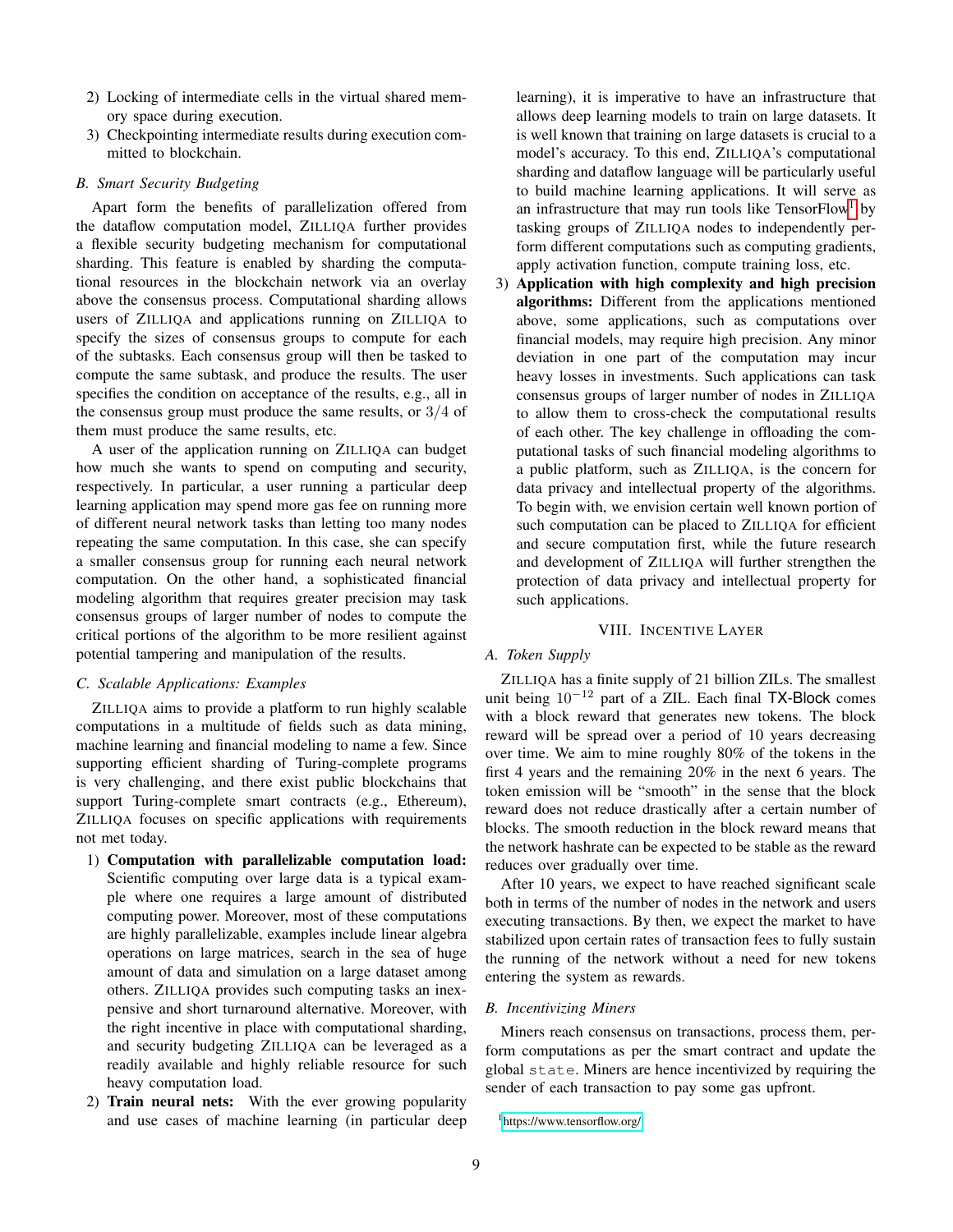2) Locking of intermediate cells in the virtual shared memory space during execution.
3) Checkpointing intermediate results during execution committed to blockchain.

### B. Smart Security Budgeting

Apart form the benefits of parallelization offered from the dataflow computation model, ZILLIQA further provides a flexible security budgeting mechanism for computational sharding. This feature is enabled by sharding the computational resources in the blockchain network via an overlay above the consensus process. Computational sharding allows users of ZILLIQA and applications running on ZILLIQA to specify the sizes of consensus groups to compute for each of the subtasks. Each consensus group will then be tasked to compute the same subtask, and produce the results. The user specifies the condition on acceptance of the results, e.g., all in the consensus group must produce the same results, or $3/4$ of them must produce the same results, etc.

A user of the application running on ZILLIQA can budget how much she wants to spend on computing and security, respectively. In particular, a user running a particular deep learning application may spend more gas fee on running more of different neural network tasks than letting too many nodes repeating the same computation. In this case, she can specify a smaller consensus group for running each neural network computation. On the other hand, a sophisticated financial modeling algorithm that requires greater precision may task consensus groups of larger number of nodes to compute the critical portions of the algorithm to be more resilient against potential tampering and manipulation of the results.

### C. Scalable Applications: Examples

ZILLIQA aims to provide a platform to run highly scalable computations in a multitude of fields such as data mining, machine learning and financial modeling to name a few. Since supporting efficient sharding of Turing-complete programs is very challenging, and there exist public blockchains that support Turing-complete smart contracts (e.g., Ethereum), ZILLIQA focuses on specific applications with requirements not met today.

1) **Computation with parallelizable computation load:** Scientific computing over large data is a typical example where one requires a large amount of distributed computing power. Moreover, most of these computations are highly parallelizable, examples include linear algebra operations on large matrices, search in the sea of huge amount of data and simulation on a large dataset among others. ZILLIQA provides such computing tasks an inexpensive and short turnaround alternative. Moreover, with the right incentive in place with computational sharding, and security budgeting ZILLIQA can be leveraged as a readily available and highly reliable resource for such heavy computation load.
2) **Train neural nets:** With the ever growing popularity and use cases of machine learning (in particular deep learning), it is imperative to have an infrastructure that allows deep learning models to train on large datasets. It is well known that training on large datasets is crucial to a model's accuracy. To this end, ZILLIQA's computational sharding and dataflow language will be particularly useful to build machine learning applications. It will serve as an infrastructure that may run tools like TensorFlow[1] by tasking groups of ZILLIQA nodes to independently perform different computations such as computing gradients, apply activation function, compute training loss, etc.
3) **Application with high complexity and high precision algorithms:** Different from the applications mentioned above, some applications, such as computations over financial models, may require high precision. Any minor deviation in one part of the computation may incur heavy losses in investments. Such applications can task consensus groups of larger number of nodes in ZILLIQA to allow them to cross-check the computational results of each other. The key challenge in offloading the computational tasks of such financial modeling algorithms to a public platform, such as ZILLIQA, is the concern for data privacy and intellectual property of the algorithms. To begin with, we envision certain well known portion of such computation can be placed to ZILLIQA for efficient and secure computation first, while the future research and development of ZILLIQA will further strengthen the protection of data privacy and intellectual property for such applications.

## VIII. INCENTIVE LAYER

### A. Token Supply

ZILLIQA has a finite supply of 21 billion ZILs. The smallest unit being $10^{-12}$ part of a ZIL. Each final TX-Block comes with a block reward that generates new tokens. The block reward will be spread over a period of 10 years decreasing over time. We aim to mine roughly 80% of the tokens in the first 4 years and the remaining 20% in the next 6 years. The token emission will be "smooth" in the sense that the block reward does not reduce drastically after a certain number of blocks. The smooth reduction in the block reward means that the network hashrate can be expected to be stable as the reward reduces over gradually over time.

After 10 years, we expect to have reached significant scale both in terms of the number of nodes in the network and users executing transactions. By then, we expect the market to have stabilized upon certain rates of transaction fees to fully sustain the running of the network without a need for new tokens entering the system as rewards.

### B. Incentivizing Miners

Miners reach consensus on transactions, process them, perform computations as per the smart contract and update the global `state`. Miners are hence incentivized by requiring the sender of each transaction to pay some gas upfront.

[1] https://www.tensorflow.org/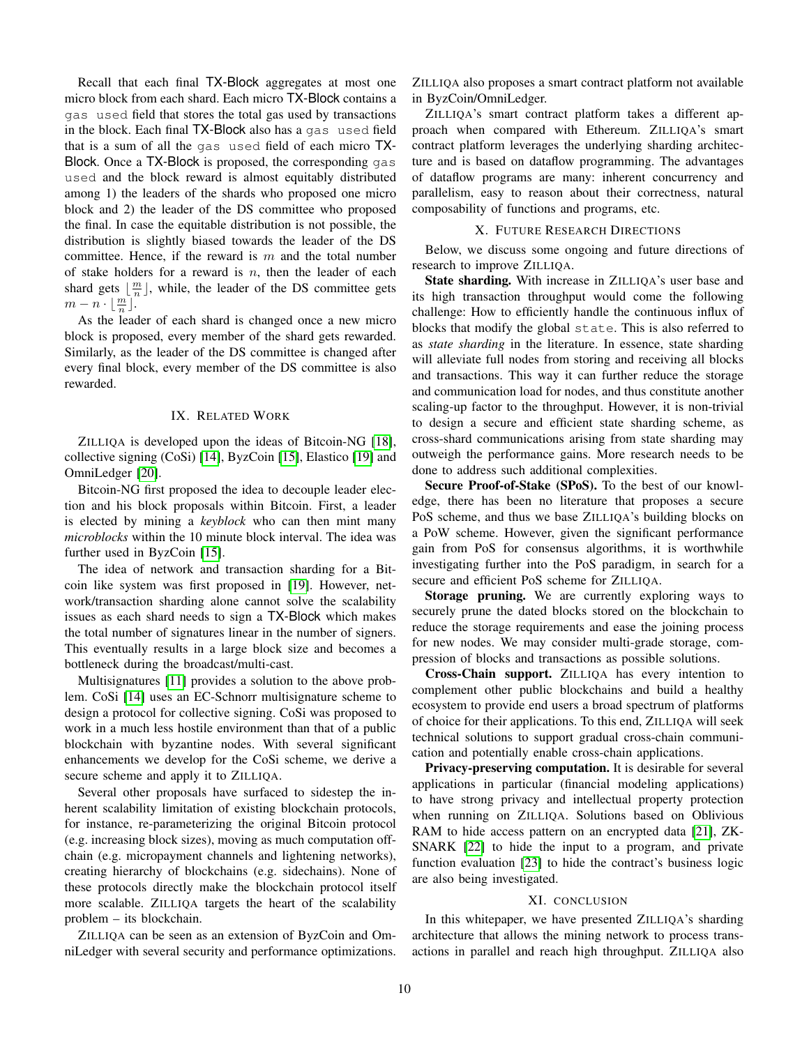Recall that each final TX-Block aggregates at most one micro block from each shard. Each micro TX-Block contains a `gas used` field that stores the total gas used by transactions in the block. Each final TX-Block also has a `gas used` field that is a sum of all the `gas used` field of each micro TX-Block. Once a TX-Block is proposed, the corresponding `gas used` and the block reward is almost equitably distributed among 1) the leaders of the shards who proposed one micro block and 2) the leader of the DS committee who proposed the final. In case the equitable distribution is not possible, the distribution is slightly biased towards the leader of the DS committee. Hence, if the reward is $m$ and the total number of stake holders for a reward is $n$, then the leader of each shard gets $\lfloor \frac{m}{n} \rfloor$, while, the leader of the DS committee gets $m - n \cdot \lfloor \frac{m}{n} \rfloor$.

As the leader of each shard is changed once a new micro block is proposed, every member of the shard gets rewarded. Similarly, as the leader of the DS committee is changed after every final block, every member of the DS committee is also rewarded.

## IX. Related Work

ZILLIQA is developed upon the ideas of Bitcoin-NG [18], collective signing (CoSi) [14], ByzCoin [15], Elastico [19] and OmniLedger [20].

Bitcoin-NG first proposed the idea to decouple leader election and his block proposals within Bitcoin. First, a leader is elected by mining a *keyblock* who can then mint many *microblocks* within the 10 minute block interval. The idea was further used in ByzCoin [15].

The idea of network and transaction sharding for a Bitcoin like system was first proposed in [19]. However, network/transaction sharding alone cannot solve the scalability issues as each shard needs to sign a TX-Block which makes the total number of signatures linear in the number of signers. This eventually results in a large block size and becomes a bottleneck during the broadcast/multi-cast.

Multisignatures [11] provides a solution to the above problem. CoSi [14] uses an EC-Schnorr multisignature scheme to design a protocol for collective signing. CoSi was proposed to work in a much less hostile environment than that of a public blockchain with byzantine nodes. With several significant enhancements we develop for the CoSi scheme, we derive a secure scheme and apply it to ZILLIQA.

Several other proposals have surfaced to sidestep the inherent scalability limitation of existing blockchain protocols, for instance, re-parameterizing the original Bitcoin protocol (e.g. increasing block sizes), moving as much computation off-chain (e.g. micropayment channels and lightening networks), creating hierarchy of blockchains (e.g. sidechains). None of these protocols directly make the blockchain protocol itself more scalable. ZILLIQA targets the heart of the scalability problem – its blockchain.

ZILLIQA can be seen as an extension of ByzCoin and OmniLedger with several security and performance optimizations. ZILLIQA also proposes a smart contract platform not available in ByzCoin/OmniLedger.

ZILLIQA's smart contract platform takes a different approach when compared with Ethereum. ZILLIQA's smart contract platform leverages the underlying sharding architecture and is based on dataflow programming. The advantages of dataflow programs are many: inherent concurrency and parallelism, easy to reason about their correctness, natural composability of functions and programs, etc.

## X. Future Research Directions

Below, we discuss some ongoing and future directions of research to improve ZILLIQA.

**State sharding.** With increase in ZILLIQA's user base and its high transaction throughput would come the following challenge: How to efficiently handle the continuous influx of blocks that modify the global `state`. This is also referred to as *state sharding* in the literature. In essence, state sharding will alleviate full nodes from storing and receiving all blocks and transactions. This way it can further reduce the storage and communication load for nodes, and thus constitute another scaling-up factor to the throughput. However, it is non-trivial to design a secure and efficient state sharding scheme, as cross-shard communications arising from state sharding may outweigh the performance gains. More research needs to be done to address such additional complexities.

**Secure Proof-of-Stake (SPoS).** To the best of our knowledge, there has been no literature that proposes a secure PoS scheme, and thus we base ZILLIQA's building blocks on a PoW scheme. However, given the significant performance gain from PoS for consensus algorithms, it is worthwhile investigating further into the PoS paradigm, in search for a secure and efficient PoS scheme for ZILLIQA.

**Storage pruning.** We are currently exploring ways to securely prune the dated blocks stored on the blockchain to reduce the storage requirements and ease the joining process for new nodes. We may consider multi-grade storage, compression of blocks and transactions as possible solutions.

**Cross-Chain support.** ZILLIQA has every intention to complement other public blockchains and build a healthy ecosystem to provide end users a broad spectrum of platforms of choice for their applications. To this end, ZILLIQA will seek technical solutions to support gradual cross-chain communication and potentially enable cross-chain applications.

**Privacy-preserving computation.** It is desirable for several applications in particular (financial modeling applications) to have strong privacy and intellectual property protection when running on ZILLIQA. Solutions based on Oblivious RAM to hide access pattern on an encrypted data [21], ZK-SNARK [22] to hide the input to a program, and private function evaluation [23] to hide the contract's business logic are also being investigated.

## XI. Conclusion

In this whitepaper, we have presented ZILLIQA's sharding architecture that allows the mining network to process transactions in parallel and reach high throughput. ZILLIQA also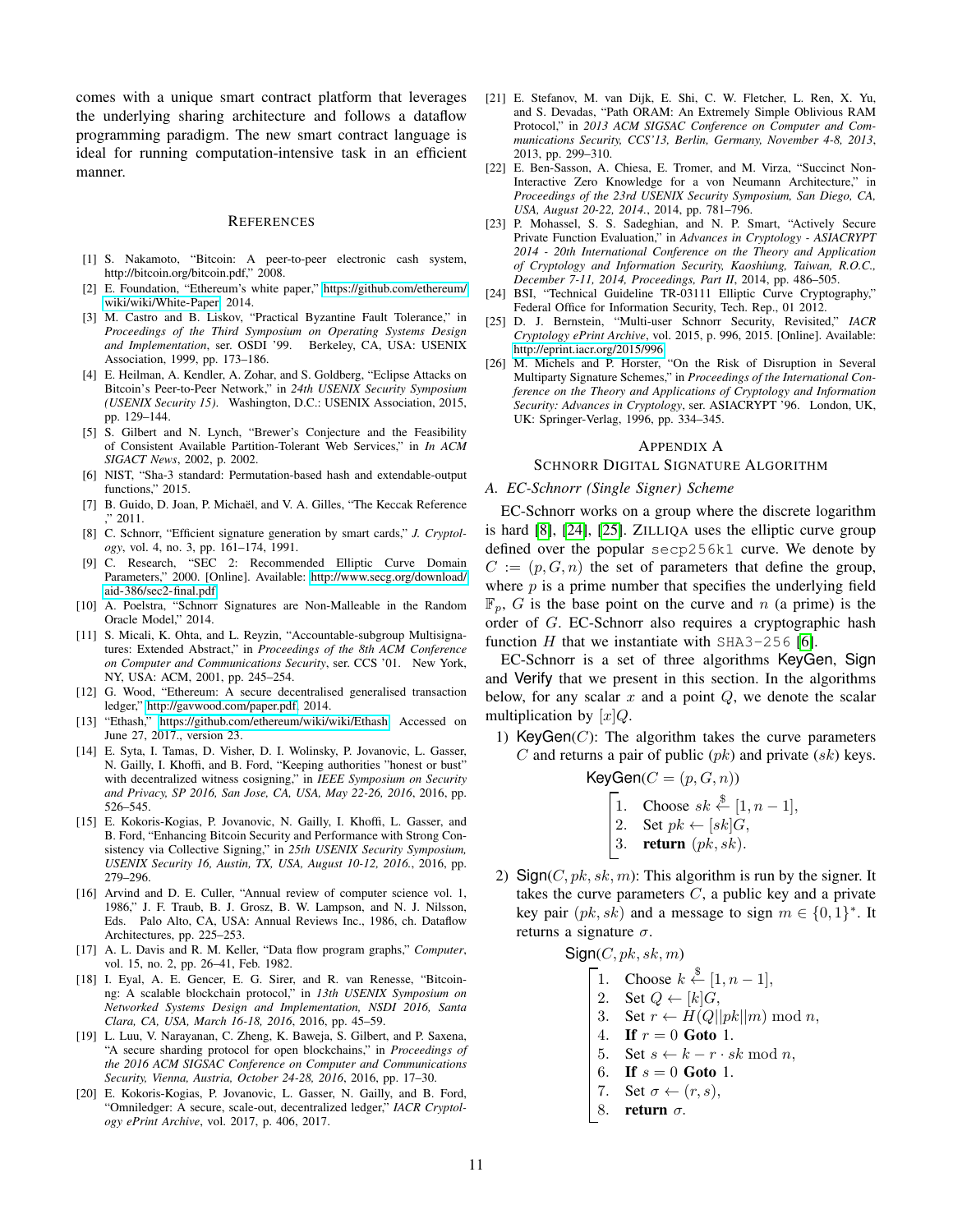comes with a unique smart contract platform that leverages the underlying sharing architecture and follows a dataflow programming paradigm. The new smart contract language is ideal for running computation-intensive task in an efficient manner.

## References

[1] S. Nakamoto, "Bitcoin: A peer-to-peer electronic cash system, http://bitcoin.org/bitcoin.pdf," 2008.

[2] E. Foundation, "Ethereum's white paper," https://github.com/ethereum/wiki/wiki/White-Paper, 2014.

[3] M. Castro and B. Liskov, "Practical Byzantine Fault Tolerance," in *Proceedings of the Third Symposium on Operating Systems Design and Implementation*, ser. OSDI '99. Berkeley, CA, USA: USENIX Association, 1999, pp. 173–186.

[4] E. Heilman, A. Kendler, A. Zohar, and S. Goldberg, "Eclipse Attacks on Bitcoin's Peer-to-Peer Network," in *24th USENIX Security Symposium (USENIX Security 15)*. Washington, D.C.: USENIX Association, 2015, pp. 129–144.

[5] S. Gilbert and N. Lynch, "Brewer's Conjecture and the Feasibility of Consistent Available Partition-Tolerant Web Services," in *In ACM SIGACT News*, 2002, p. 2002.

[6] NIST, "Sha-3 standard: Permutation-based hash and extendable-output functions," 2015.

[7] B. Guido, D. Joan, P. Michaël, and V. A. Gilles, "The Keccak Reference ," 2011.

[8] C. Schnorr, "Efficient signature generation by smart cards," *J. Cryptology*, vol. 4, no. 3, pp. 161–174, 1991.

[9] C. Research, "SEC 2: Recommended Elliptic Curve Domain Parameters," 2000. [Online]. Available: http://www.secg.org/download/aid-386/sec2-final.pdf

[10] A. Poelstra, "Schnorr Signatures are Non-Malleable in the Random Oracle Model," 2014.

[11] S. Micali, K. Ohta, and L. Reyzin, "Accountable-subgroup Multisignatures: Extended Abstract," in *Proceedings of the 8th ACM Conference on Computer and Communications Security*, ser. CCS '01. New York, NY, USA: ACM, 2001, pp. 245–254.

[12] G. Wood, "Ethereum: A secure decentralised generalised transaction ledger," http://gavwood.com/paper.pdf, 2014.

[13] "Ethash," https://github.com/ethereum/wiki/wiki/Ethash, Accessed on June 27, 2017., version 23.

[14] E. Syta, I. Tamas, D. Visher, D. I. Wolinsky, P. Jovanovic, L. Gasser, N. Gailly, I. Khoffi, and B. Ford, "Keeping authorities "honest or bust" with decentralized witness cosigning," in *IEEE Symposium on Security and Privacy, SP 2016, San Jose, CA, USA, May 22-26, 2016*, 2016, pp. 526–545.

[15] E. Kokoris-Kogias, P. Jovanovic, N. Gailly, I. Khoffi, L. Gasser, and B. Ford, "Enhancing Bitcoin Security and Performance with Strong Consistency via Collective Signing," in *25th USENIX Security Symposium, USENIX Security 16, Austin, TX, USA, August 10-12, 2016.*, 2016, pp. 279–296.

[16] Arvind and D. E. Culler, "Annual review of computer science vol. 1, 1986," J. F. Traub, B. J. Grosz, B. W. Lampson, and N. J. Nilsson, Eds. Palo Alto, CA, USA: Annual Reviews Inc., 1986, ch. Dataflow Architectures, pp. 225–253.

[17] A. L. Davis and R. M. Keller, "Data flow program graphs," *Computer*, vol. 15, no. 2, pp. 26–41, Feb. 1982.

[18] I. Eyal, A. E. Gencer, E. G. Sirer, and R. van Renesse, "Bitcoin-ng: A scalable blockchain protocol," in *13th USENIX Symposium on Networked Systems Design and Implementation, NSDI 2016, Santa Clara, CA, USA, March 16-18, 2016*, 2016, pp. 45–59.

[19] L. Luu, V. Narayanan, C. Zheng, K. Baweja, S. Gilbert, and P. Saxena, "A secure sharding protocol for open blockchains," in *Proceedings of the 2016 ACM SIGSAC Conference on Computer and Communications Security, Vienna, Austria, October 24-28, 2016*, 2016, pp. 17–30.

[20] E. Kokoris-Kogias, P. Jovanovic, L. Gasser, N. Gailly, and B. Ford, "Omniledger: A secure, scale-out, decentralized ledger," *IACR Cryptology ePrint Archive*, vol. 2017, p. 406, 2017.

[21] E. Stefanov, M. van Dijk, E. Shi, C. W. Fletcher, L. Ren, X. Yu, and S. Devadas, "Path ORAM: An Extremely Simple Oblivious RAM Protocol," in *2013 ACM SIGSAC Conference on Computer and Communications Security, CCS'13, Berlin, Germany, November 4-8, 2013*, 2013, pp. 299–310.

[22] E. Ben-Sasson, A. Chiesa, E. Tromer, and M. Virza, "Succinct Non-Interactive Zero Knowledge for a von Neumann Architecture," in *Proceedings of the 23rd USENIX Security Symposium, San Diego, CA, USA, August 20-22, 2014.*, 2014, pp. 781–796.

[23] P. Mohassel, S. S. Sadeghian, and N. P. Smart, "Actively Secure Private Function Evaluation," in *Advances in Cryptology - ASIACRYPT 2014 - 20th International Conference on the Theory and Application of Cryptology and Information Security, Kaoshiung, Taiwan, R.O.C., December 7-11, 2014, Proceedings, Part II*, 2014, pp. 486–505.

[24] BSI, "Technical Guideline TR-03111 Elliptic Curve Cryptography," Federal Office for Information Security, Tech. Rep., 01 2012.

[25] D. J. Bernstein, "Multi-user Schnorr Security, Revisited," *IACR Cryptology ePrint Archive*, vol. 2015, p. 996, 2015. [Online]. Available: http://eprint.iacr.org/2015/996

[26] M. Michels and P. Horster, "On the Risk of Disruption in Several Multiparty Signature Schemes," in *Proceedings of the International Conference on the Theory and Applications of Cryptology and Information Security: Advances in Cryptology*, ser. ASIACRYPT '96. London, UK, UK: Springer-Verlag, 1996, pp. 334–345.

# Appendix A
## Schnorr Digital Signature Algorithm

### A. EC-Schnorr (Single Signer) Scheme

EC-Schnorr works on a group where the discrete logarithm is hard [8], [24], [25]. ZILLIQA uses the elliptic curve group defined over the popular `secp256k1` curve. We denote by $C := (p, G, n)$ the set of parameters that define the group, where $p$ is a prime number that specifies the underlying field $\mathbb{F}_p$, $G$ is the base point on the curve and $n$ (a prime) is the order of $G$. EC-Schnorr also requires a cryptographic hash function $H$ that we instantiate with `SHA3-256` [6].

EC-Schnorr is a set of three algorithms KeyGen, Sign and Verify that we present in this section. In the algorithms below, for any scalar $x$ and a point $Q$, we denote the scalar multiplication by $[x]Q$.

1) KeyGen($C$): The algorithm takes the curve parameters $C$ and returns a pair of public ($pk$) and private ($sk$) keys.

   KeyGen($C = (p, G, n)$)

   1. Choose $sk \xleftarrow{\$} [1, n-1]$,
   2. Set $pk \leftarrow [sk]G$,
   3. **return** $(pk, sk)$.

2) Sign($C, pk, sk, m$): This algorithm is run by the signer. It takes the curve parameters $C$, a public key and a private key pair $(pk, sk)$ and a message to sign $m \in \{0, 1\}^*$. It returns a signature $\sigma$.

   Sign($C, pk, sk, m$)

   1. Choose $k \xleftarrow{\$} [1, n-1]$,
   2. Set $Q \leftarrow [k]G$,
   3. Set $r \leftarrow H(Q||pk||m) \bmod n$,
   4. **If** $r = 0$ **Goto** 1.
   5. Set $s \leftarrow k - r \cdot sk \bmod n$,
   6. **If** $s = 0$ **Goto** 1.
   7. Set $\sigma \leftarrow (r, s)$,
   8. **return** $\sigma$.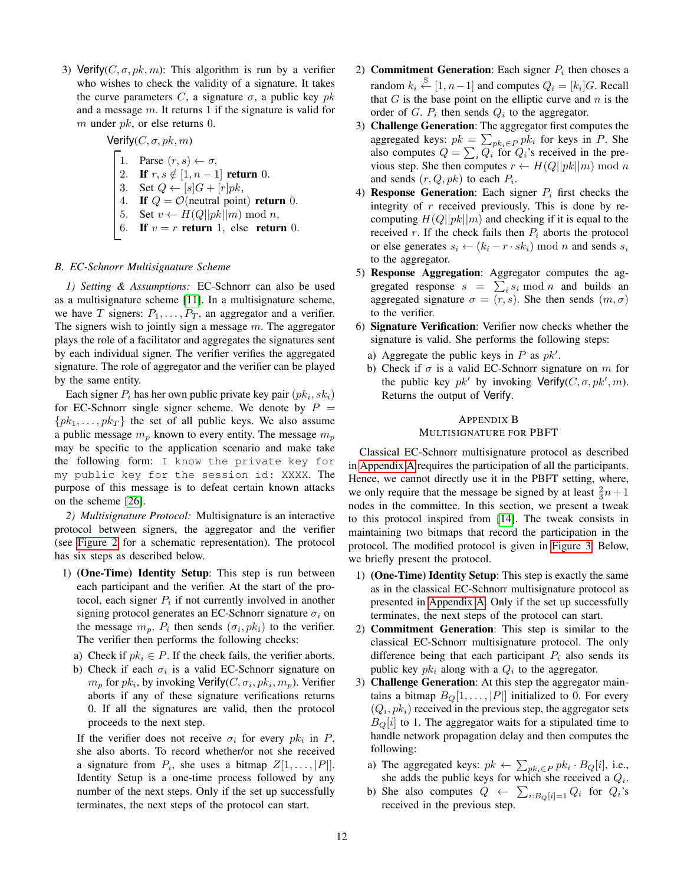3) $\mathsf{Verify}(C, \sigma, pk, m)$: This algorithm is run by a verifier who wishes to check the validity of a signature. It takes the curve parameters $C$, a signature $\sigma$, a public key $pk$ and a message $m$. It returns 1 if the signature is valid for $m$ under $pk$, or else returns 0.

$\mathsf{Verify}(C, \sigma, pk, m)$

1. Parse $(r, s) \leftarrow \sigma$,
2. **If** $r, s \notin [1, n-1]$ **return** 0.
3. Set $Q \leftarrow [s]G + [r]pk$,
4. **If** $Q = \mathcal{O}$(neutral point) **return** 0.
5. Set $v \leftarrow H(Q||pk||m) \bmod n$,
6. **If** $v = r$ **return** 1, else **return** 0.

### B. EC-Schnorr Multisignature Scheme

*1) Setting & Assumptions:* EC-Schnorr can also be used as a multisignature scheme [11]. In a multisignature scheme, we have $T$ signers: $P_1, \ldots, P_T$, an aggregator and a verifier. The signers wish to jointly sign a message $m$. The aggregator plays the role of a facilitator and aggregates the signatures sent by each individual signer. The verifier verifies the aggregated signature. The role of aggregator and the verifier can be played by the same entity.

Each signer $P_i$ has her own public private key pair $(pk_i, sk_i)$ for EC-Schnorr single signer scheme. We denote by $P = \{pk_1, \ldots, pk_T\}$ the set of all public keys. We also assume a public message $m_p$ known to every entity. The message $m_p$ may be specific to the application scenario and make take the following form: `I know the private key for my public key for the session id: XXXX`. The purpose of this message is to defeat certain known attacks on the scheme [26].

*2) Multisignature Protocol:* Multisignature is an interactive protocol between signers, the aggregator and the verifier (see Figure 2 for a schematic representation). The protocol has six steps as described below.

1) **(One-Time) Identity Setup**: This step is run between each participant and the verifier. At the start of the protocol, each signer $P_i$ if not currently involved in another signing protocol generates an EC-Schnorr signature $\sigma_i$ on the message $m_p$. $P_i$ then sends $(\sigma_i, pk_i)$ to the verifier. The verifier then performs the following checks:
   a) Check if $pk_i \in P$. If the check fails, the verifier aborts.
   b) Check if each $\sigma_i$ is a valid EC-Schnorr signature on $m_p$ for $pk_i$, by invoking $\mathsf{Verify}(C, \sigma_i, pk_i, m_p)$. Verifier aborts if any of these signature verifications returns 0. If all the signatures are valid, then the protocol proceeds to the next step.

   If the verifier does not receive $\sigma_i$ for every $pk_i$ in $P$, she also aborts. To record whether/or not she received a signature from $P_i$, she uses a bitmap $Z[1, \ldots, |P|]$. Identity Setup is a one-time process followed by any number of the next steps. Only if the set up successfully terminates, the next steps of the protocol can start.
2) **Commitment Generation**: Each signer $P_i$ then choses a random $k_i \xleftarrow{\$} [1, n-1]$ and computes $Q_i = [k_i]G$. Recall that $G$ is the base point on the elliptic curve and $n$ is the order of $G$. $P_i$ then sends $Q_i$ to the aggregator.
3) **Challenge Generation**: The aggregator first computes the aggregated keys: $pk = \sum_{pk_i \in P} pk_i$ for keys in $P$. She also computes $Q = \sum_i Q_i$ for $Q_i$'s received in the previous step. She then computes $r \leftarrow H(Q||pk||m) \bmod n$ and sends $(r, Q, pk)$ to each $P_i$.
4) **Response Generation**: Each signer $P_i$ first checks the integrity of $r$ received previously. This is done by re-computing $H(Q||pk||m)$ and checking if it is equal to the received $r$. If the check fails then $P_i$ aborts the protocol or else generates $s_i \leftarrow (k_i - r \cdot sk_i) \bmod n$ and sends $s_i$ to the aggregator.
5) **Response Aggregation**: Aggregator computes the aggregated response $s = \sum_i s_i \bmod n$ and builds an aggregated signature $\sigma = (r, s)$. She then sends $(m, \sigma)$ to the verifier.
6) **Signature Verification**: Verifier now checks whether the signature is valid. She performs the following steps:
   a) Aggregate the public keys in $P$ as $pk'$.
   b) Check if $\sigma$ is a valid EC-Schnorr signature on $m$ for the public key $pk'$ by invoking $\mathsf{Verify}(C, \sigma, pk', m)$. Returns the output of $\mathsf{Verify}$.

## Appendix B
## Multisignature for PBFT

Classical EC-Schnorr multisignature protocol as described in Appendix A requires the participation of all the participants. Hence, we cannot directly use it in the PBFT setting, where, we only require that the message be signed by at least $\frac{2}{3}n + 1$ nodes in the committee. In this section, we present a tweak to this protocol inspired from [14]. The tweak consists in maintaining two bitmaps that record the participation in the protocol. The modified protocol is given in Figure 3. Below, we briefly present the protocol.

1) **(One-Time) Identity Setup**: This step is exactly the same as in the classical EC-Schnorr multisignature protocol as presented in Appendix A. Only if the set up successfully terminates, the next steps of the protocol can start.
2) **Commitment Generation**: This step is similar to the classical EC-Schnorr multisignature protocol. The only difference being that each participant $P_i$ also sends its public key $pk_i$ along with a $Q_i$ to the aggregator.
3) **Challenge Generation**: At this step the aggregator maintains a bitmap $B_Q[1, \ldots, |P|]$ initialized to 0. For every $(Q_i, pk_i)$ received in the previous step, the aggregator sets $B_Q[i]$ to 1. The aggregator waits for a stipulated time to handle network propagation delay and then computes the following:
   a) The aggregated keys: $pk \leftarrow \sum_{pk_i \in P} pk_i \cdot B_Q[i]$, i.e., she adds the public keys for which she received a $Q_i$.
   b) She also computes $Q \leftarrow \sum_{i: B_Q[i]=1} Q_i$ for $Q_i$'s received in the previous step.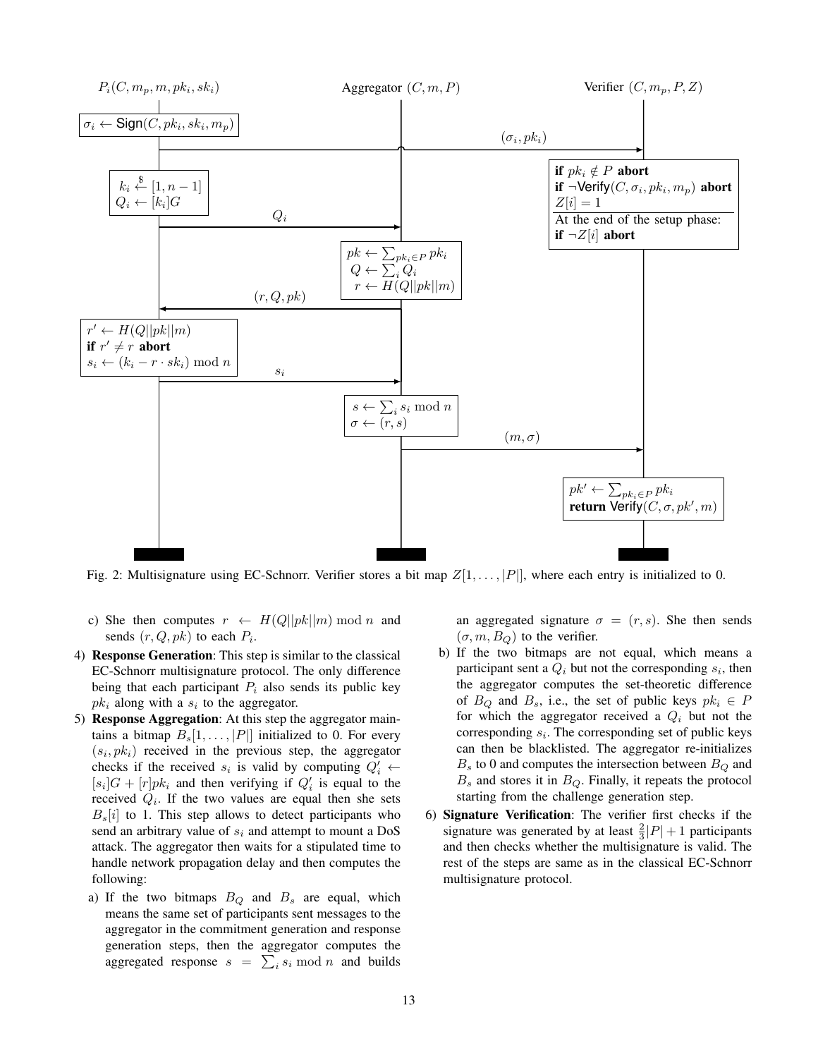**$P_i(C, m_p, m, pk_i, sk_i)$** | **Aggregator $(C, m, P)$** | **Verifier $(C, m_p, P, Z)$**

- $P_i$: $\sigma_i \leftarrow \mathsf{Sign}(C, pk_i, sk_i, m_p)$
- $P_i \rightarrow$ Verifier: $(\sigma_i, pk_i)$
- Verifier:
  - **if** $pk_i \notin P$ **abort**
  - **if** $\neg\mathsf{Verify}(C, \sigma_i, pk_i, m_p)$ **abort**
  - $Z[i] = 1$
  - At the end of the setup phase: **if** $\neg Z[i]$ **abort**
- $P_i$: $k_i \xleftarrow{\$} [1, n-1]$, $Q_i \leftarrow [k_i]G$
- $P_i \rightarrow$ Aggregator: $Q_i$
- Aggregator: $pk \leftarrow \sum_{pk_i \in P} pk_i$, $Q \leftarrow \sum_i Q_i$, $r \leftarrow H(Q||pk||m)$
- Aggregator $\rightarrow P_i$: $(r, Q, pk)$
- $P_i$: $r' \leftarrow H(Q||pk||m)$; **if** $r' \neq r$ **abort**; $s_i \leftarrow (k_i - r \cdot sk_i) \bmod n$
- $P_i \rightarrow$ Aggregator: $s_i$
- Aggregator: $s \leftarrow \sum_i s_i \bmod n$, $\sigma \leftarrow (r, s)$
- Aggregator $\rightarrow$ Verifier: $(m, \sigma)$
- Verifier: $pk' \leftarrow \sum_{pk_i \in P} pk_i$; **return** $\mathsf{Verify}(C, \sigma, pk', m)$

Fig. 2: Multisignature using EC-Schnorr. Verifier stores a bit map $Z[1, \ldots, |P|]$, where each entry is initialized to 0.

c) She then computes $r \leftarrow H(Q||pk||m) \bmod n$ and sends $(r, Q, pk)$ to each $P_i$.

4) **Response Generation**: This step is similar to the classical EC-Schnorr multisignature protocol. The only difference being that each participant $P_i$ also sends its public key $pk_i$ along with a $s_i$ to the aggregator.

5) **Response Aggregation**: At this step the aggregator maintains a bitmap $B_s[1, \ldots, |P|]$ initialized to 0. For every $(s_i, pk_i)$ received in the previous step, the aggregator checks if the received $s_i$ is valid by computing $Q'_i \leftarrow [s_i]G + [r]pk_i$ and then verifying if $Q'_i$ is equal to the received $Q_i$. If the two values are equal then she sets $B_s[i]$ to 1. This step allows to detect participants who send an arbitrary value of $s_i$ and attempt to mount a DoS attack. The aggregator then waits for a stipulated time to handle network propagation delay and then computes the following:

   a) If the two bitmaps $B_Q$ and $B_s$ are equal, which means the same set of participants sent messages to the aggregator in the commitment generation and response generation steps, then the aggregator computes the aggregated response $s = \sum_i s_i \bmod n$ and builds an aggregated signature $\sigma = (r, s)$. She then sends $(\sigma, m, B_Q)$ to the verifier.

   b) If the two bitmaps are not equal, which means a participant sent a $Q_i$ but not the corresponding $s_i$, then the aggregator computes the set-theoretic difference of $B_Q$ and $B_s$, i.e., the set of public keys $pk_i \in P$ for which the aggregator received a $Q_i$ but not the corresponding $s_i$. The corresponding set of public keys can then be blacklisted. The aggregator re-initializes $B_s$ to 0 and computes the intersection between $B_Q$ and $B_s$ and stores it in $B_Q$. Finally, it repeats the protocol starting from the challenge generation step.

6) **Signature Verification**: The verifier first checks if the signature was generated by at least $\frac{2}{3}|P| + 1$ participants and then checks whether the multisignature is valid. The rest of the steps are same as in the classical EC-Schnorr multisignature protocol.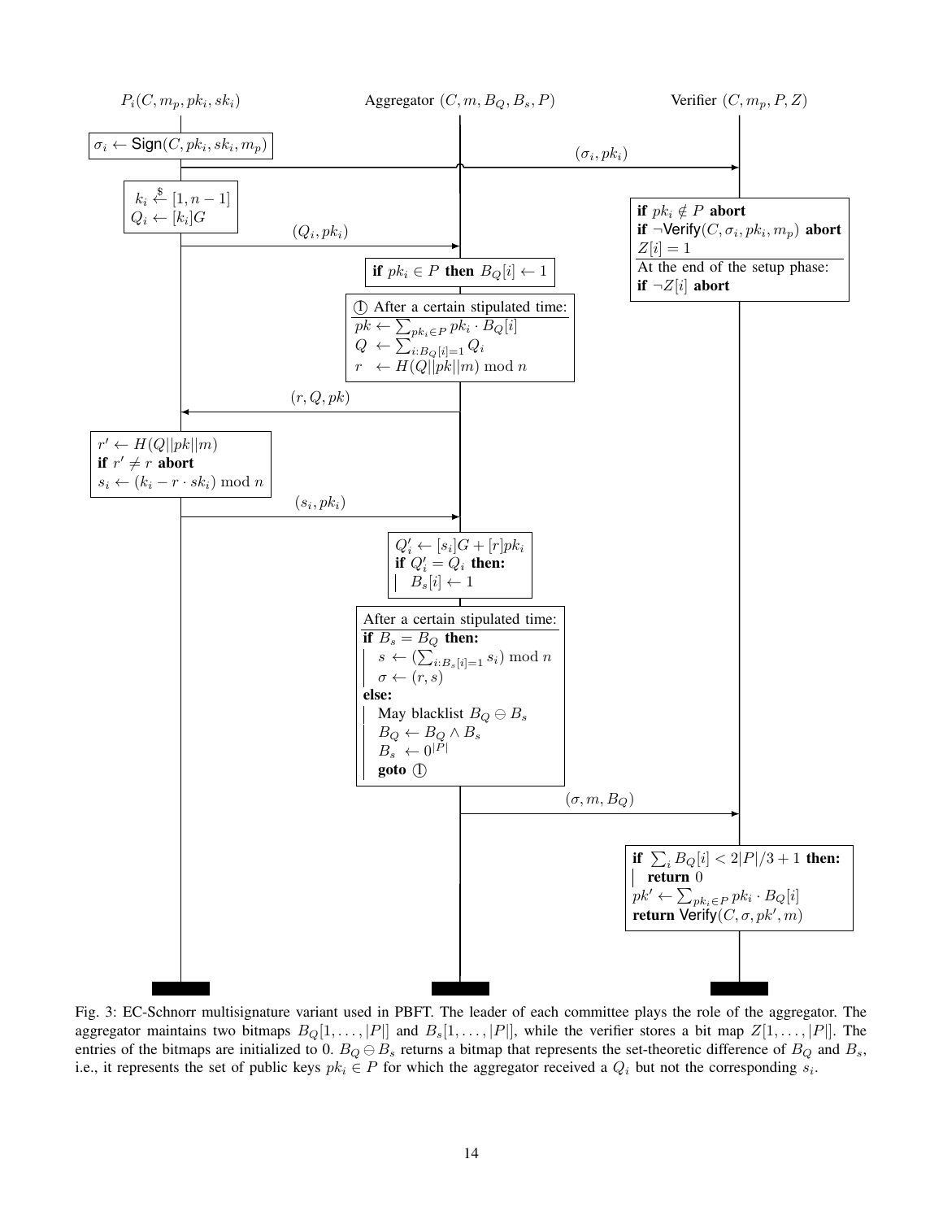$P_i(C, m_p, pk_i, sk_i)$

Aggregator $(C, m, B_Q, B_s, P)$

Verifier $(C, m_p, P, Z)$

$\sigma_i \leftarrow \mathsf{Sign}(C, pk_i, sk_i, m_p)$

$(\sigma_i, pk_i)$

$k_i \xleftarrow{\$} [1, n-1]$
$Q_i \leftarrow [k_i]G$

**if** $pk_i \notin P$ **abort**
**if** $\neg\mathsf{Verify}(C, \sigma_i, pk_i, m_p)$ **abort**
$Z[i] = 1$
At the end of the setup phase:
**if** $\neg Z[i]$ **abort**

$(Q_i, pk_i)$

**if** $pk_i \in P$ **then** $B_Q[i] \leftarrow 1$

① After a certain stipulated time:
$pk \leftarrow \sum_{pk_i \in P} pk_i \cdot B_Q[i]$
$Q \leftarrow \sum_{i:B_Q[i]=1} Q_i$
$r \leftarrow H(Q||pk||m) \bmod n$

$(r, Q, pk)$

$r' \leftarrow H(Q||pk||m)$
**if** $r' \neq r$ **abort**
$s_i \leftarrow (k_i - r \cdot sk_i) \bmod n$

$(s_i, pk_i)$

$Q'_i \leftarrow [s_i]G + [r]pk_i$
**if** $Q'_i = Q_i$ **then:**
$B_s[i] \leftarrow 1$

After a certain stipulated time:
**if** $B_s = B_Q$ **then:**
$s \leftarrow (\sum_{i:B_s[i]=1} s_i) \bmod n$
$\sigma \leftarrow (r, s)$
**else:**
May blacklist $B_Q \ominus B_s$
$B_Q \leftarrow B_Q \wedge B_s$
$B_s \leftarrow 0^{|P|}$
**goto** ①

$(\sigma, m, B_Q)$

**if** $\sum_i B_Q[i] < 2|P|/3 + 1$ **then:**
**return** $0$
$pk' \leftarrow \sum_{pk_i \in P} pk_i \cdot B_Q[i]$
**return** $\mathsf{Verify}(C, \sigma, pk', m)$

Fig. 3: EC-Schnorr multisignature variant used in PBFT. The leader of each committee plays the role of the aggregator. The aggregator maintains two bitmaps $B_Q[1, \ldots, |P|]$ and $B_s[1, \ldots, |P|]$, while the verifier stores a bit map $Z[1, \ldots, |P|]$. The entries of the bitmaps are initialized to 0. $B_Q \ominus B_s$ returns a bitmap that represents the set-theoretic difference of $B_Q$ and $B_s$, i.e., it represents the set of public keys $pk_i \in P$ for which the aggregator received a $Q_i$ but not the corresponding $s_i$.